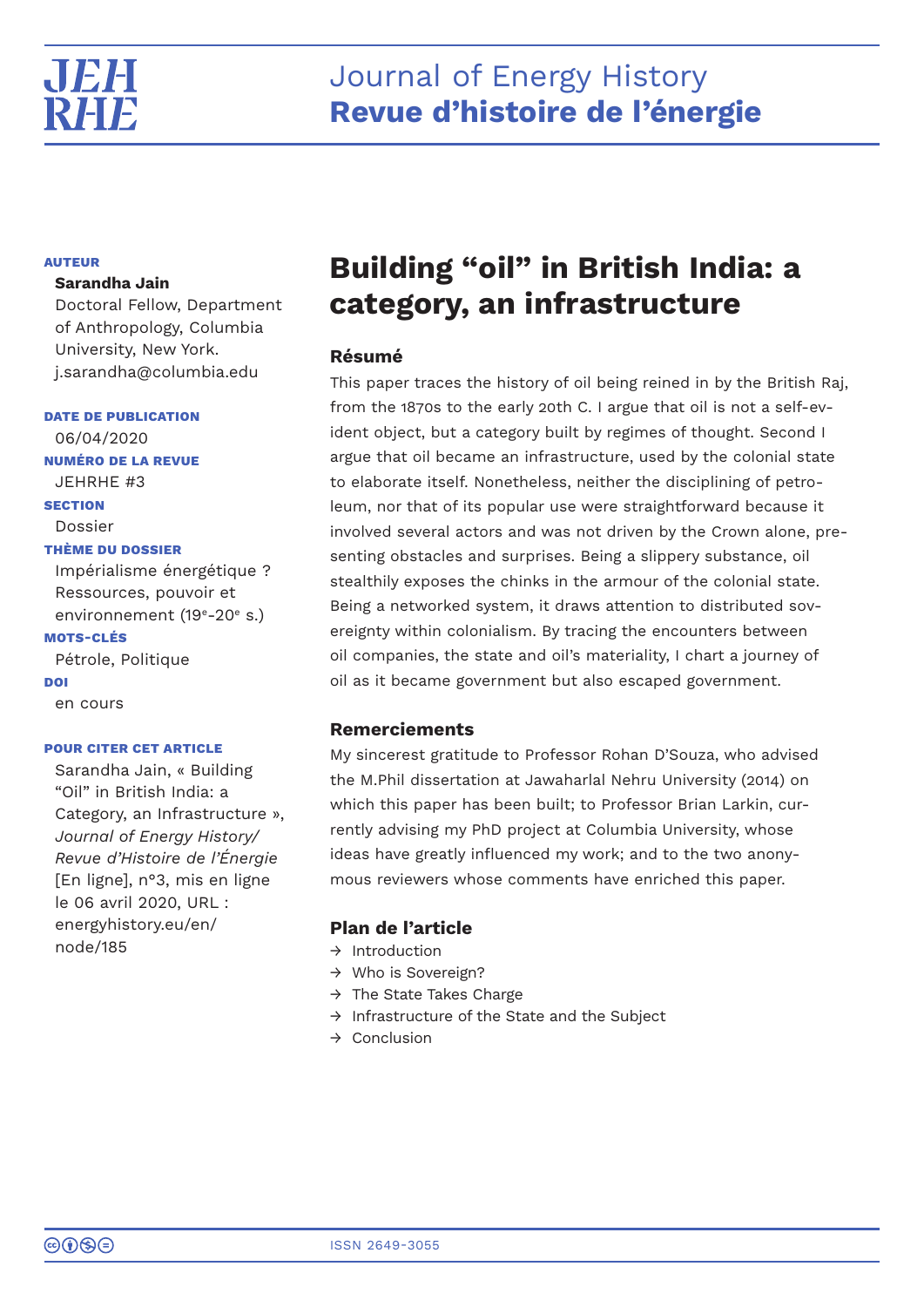# Journal of Energy History
# Revue d'histoire de l'énergie

**AUTEUR**

**Sarandha Jain**
Doctoral Fellow, Department of Anthropology, Columbia University, New York.
j.sarandha@columbia.edu

**DATE DE PUBLICATION**
06/04/2020

**NUMÉRO DE LA REVUE**
JEHRHE #3

**SECTION**
Dossier

**THÈME DU DOSSIER**
Impérialisme énergétique ? Ressources, pouvoir et environnement (19e-20e s.)

**MOTS-CLÉS**
Pétrole, Politique

**DOI**
en cours

**POUR CITER CET ARTICLE**
Sarandha Jain, « Building "Oil" in British India: a Category, an Infrastructure », *Journal of Energy History/Revue d'Histoire de l'Énergie* [En ligne], n°3, mis en ligne le 06 avril 2020, URL : energyhistory.eu/en/node/185

## Building "oil" in British India: a category, an infrastructure

### Résumé

This paper traces the history of oil being reined in by the British Raj, from the 1870s to the early 20th C. I argue that oil is not a self-evident object, but a category built by regimes of thought. Second I argue that oil became an infrastructure, used by the colonial state to elaborate itself. Nonetheless, neither the disciplining of petroleum, nor that of its popular use were straightforward because it involved several actors and was not driven by the Crown alone, presenting obstacles and surprises. Being a slippery substance, oil stealthily exposes the chinks in the armour of the colonial state. Being a networked system, it draws attention to distributed sovereignty within colonialism. By tracing the encounters between oil companies, the state and oil's materiality, I chart a journey of oil as it became government but also escaped government.

### Remerciements

My sincerest gratitude to Professor Rohan D'Souza, who advised the M.Phil dissertation at Jawaharlal Nehru University (2014) on which this paper has been built; to Professor Brian Larkin, currently advising my PhD project at Columbia University, whose ideas have greatly influenced my work; and to the two anonymous reviewers whose comments have enriched this paper.

### Plan de l'article

- → Introduction
- → Who is Sovereign?
- → The State Takes Charge
- → Infrastructure of the State and the Subject
- → Conclusion

ISSN 2649-3055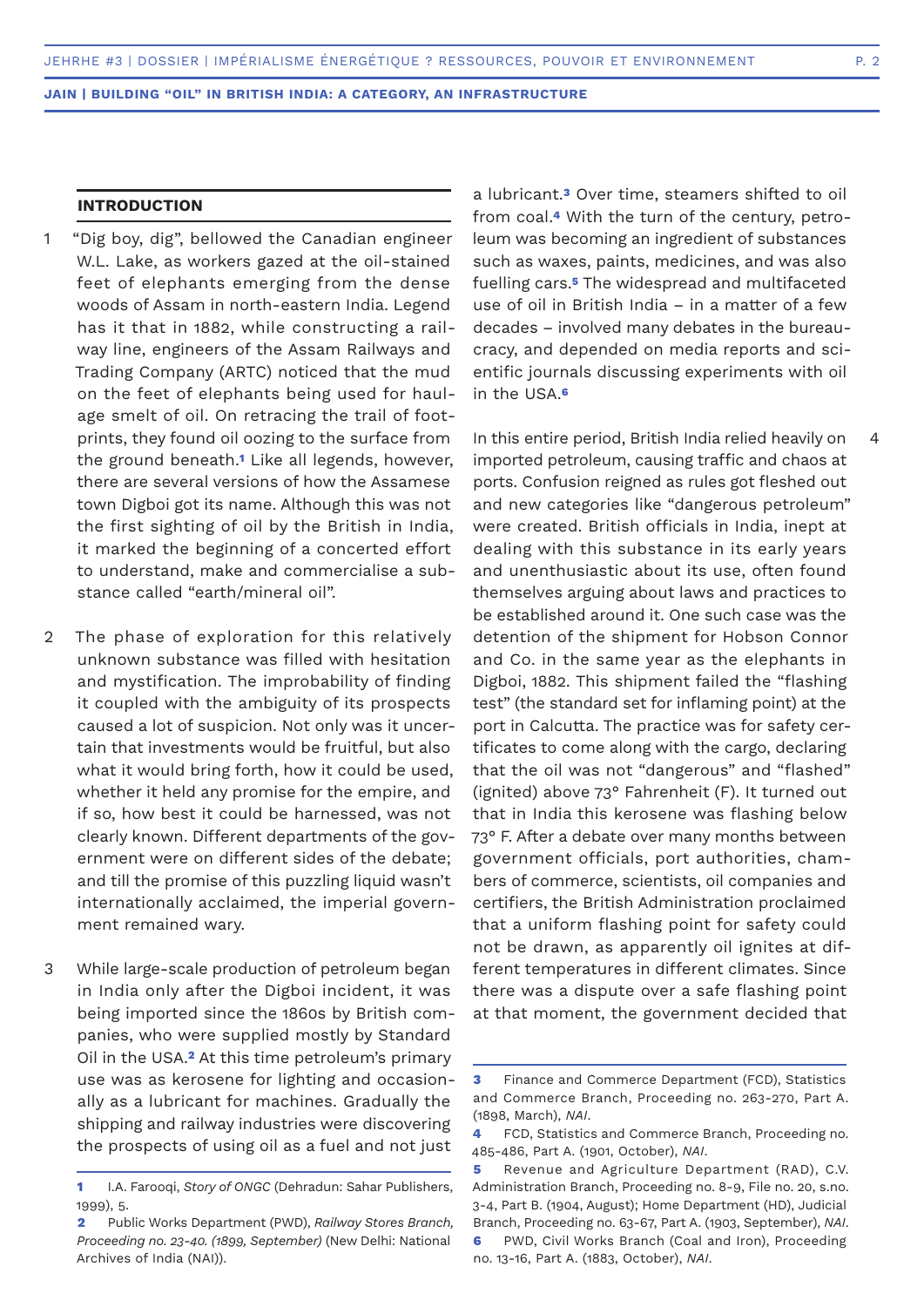## INTRODUCTION

1 "Dig boy, dig", bellowed the Canadian engineer W.L. Lake, as workers gazed at the oil-stained feet of elephants emerging from the dense woods of Assam in north-eastern India. Legend has it that in 1882, while constructing a railway line, engineers of the Assam Railways and Trading Company (ARTC) noticed that the mud on the feet of elephants being used for haulage smelt of oil. On retracing the trail of footprints, they found oil oozing to the surface from the ground beneath.[1] Like all legends, however, there are several versions of how the Assamese town Digboi got its name. Although this was not the first sighting of oil by the British in India, it marked the beginning of a concerted effort to understand, make and commercialise a substance called "earth/mineral oil".

2 The phase of exploration for this relatively unknown substance was filled with hesitation and mystification. The improbability of finding it coupled with the ambiguity of its prospects caused a lot of suspicion. Not only was it uncertain that investments would be fruitful, but also what it would bring forth, how it could be used, whether it held any promise for the empire, and if so, how best it could be harnessed, was not clearly known. Different departments of the government were on different sides of the debate; and till the promise of this puzzling liquid wasn't internationally acclaimed, the imperial government remained wary.

3 While large-scale production of petroleum began in India only after the Digboi incident, it was being imported since the 1860s by British companies, who were supplied mostly by Standard Oil in the USA.[2] At this time petroleum's primary use was as kerosene for lighting and occasionally as a lubricant for machines. Gradually the shipping and railway industries were discovering the prospects of using oil as a fuel and not just a lubricant.[3] Over time, steamers shifted to oil from coal.[4] With the turn of the century, petroleum was becoming an ingredient of substances such as waxes, paints, medicines, and was also fuelling cars.[5] The widespread and multifaceted use of oil in British India – in a matter of a few decades – involved many debates in the bureaucracy, and depended on media reports and scientific journals discussing experiments with oil in the USA.[6]

4 In this entire period, British India relied heavily on imported petroleum, causing traffic and chaos at ports. Confusion reigned as rules got fleshed out and new categories like "dangerous petroleum" were created. British officials in India, inept at dealing with this substance in its early years and unenthusiastic about its use, often found themselves arguing about laws and practices to be established around it. One such case was the detention of the shipment for Hobson Connor and Co. in the same year as the elephants in Digboi, 1882. This shipment failed the "flashing test" (the standard set for inflaming point) at the port in Calcutta. The practice was for safety certificates to come along with the cargo, declaring that the oil was not "dangerous" and "flashed" (ignited) above 73° Fahrenheit (F). It turned out that in India this kerosene was flashing below 73° F. After a debate over many months between government officials, port authorities, chambers of commerce, scientists, oil companies and certifiers, the British Administration proclaimed that a uniform flashing point for safety could not be drawn, as apparently oil ignites at different temperatures in different climates. Since there was a dispute over a safe flashing point at that moment, the government decided that

---

1 I.A. Farooqi, *Story of ONGC* (Dehradun: Sahar Publishers, 1999), 5.

2 Public Works Department (PWD), *Railway Stores Branch, Proceeding no. 23-40. (1899, September)* (New Delhi: National Archives of India (NAI)).

3 Finance and Commerce Department (FCD), Statistics and Commerce Branch, Proceeding no. 263-270, Part A. (1898, March), *NAI*.

4 FCD, Statistics and Commerce Branch, Proceeding no. 485-486, Part A. (1901, October), *NAI*.

5 Revenue and Agriculture Department (RAD), C.V. Administration Branch, Proceeding no. 8-9, File no. 20, s.no. 3-4, Part B. (1904, August); Home Department (HD), Judicial Branch, Proceeding no. 63-67, Part A. (1903, September), *NAI*.

6 PWD, Civil Works Branch (Coal and Iron), Proceeding no. 13-16, Part A. (1883, October), *NAI*.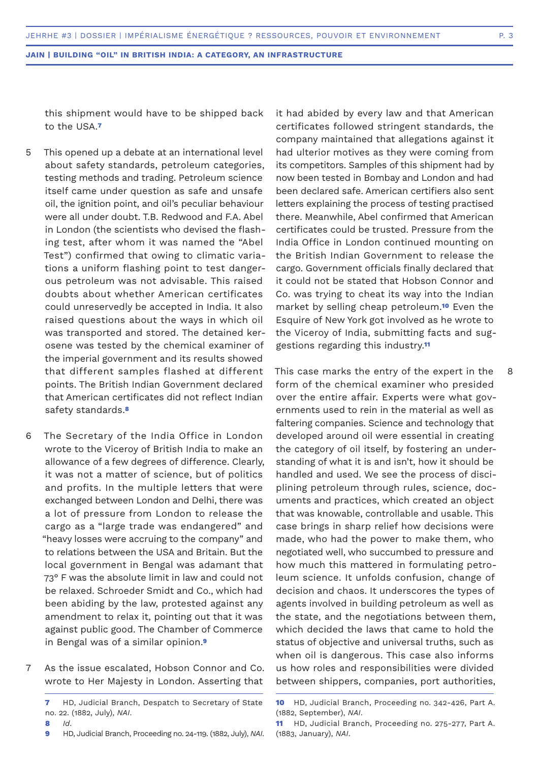this shipment would have to be shipped back to the USA.[7]

5 This opened up a debate at an international level about safety standards, petroleum categories, testing methods and trading. Petroleum science itself came under question as safe and unsafe oil, the ignition point, and oil's peculiar behaviour were all under doubt. T.B. Redwood and F.A. Abel in London (the scientists who devised the flashing test, after whom it was named the "Abel Test") confirmed that owing to climatic variations a uniform flashing point to test dangerous petroleum was not advisable. This raised doubts about whether American certificates could unreservedly be accepted in India. It also raised questions about the ways in which oil was transported and stored. The detained kerosene was tested by the chemical examiner of the imperial government and its results showed that different samples flashed at different points. The British Indian Government declared that American certificates did not reflect Indian safety standards.[8]

6 The Secretary of the India Office in London wrote to the Viceroy of British India to make an allowance of a few degrees of difference. Clearly, it was not a matter of science, but of politics and profits. In the multiple letters that were exchanged between London and Delhi, there was a lot of pressure from London to release the cargo as a "large trade was endangered" and "heavy losses were accruing to the company" and to relations between the USA and Britain. But the local government in Bengal was adamant that 73° F was the absolute limit in law and could not be relaxed. Schroeder Smidt and Co., which had been abiding by the law, protested against any amendment to relax it, pointing out that it was against public good. The Chamber of Commerce in Bengal was of a similar opinion.[9]

7 As the issue escalated, Hobson Connor and Co. wrote to Her Majesty in London. Asserting that it had abided by every law and that American certificates followed stringent standards, the company maintained that allegations against it had ulterior motives as they were coming from its competitors. Samples of this shipment had by now been tested in Bombay and London and had been declared safe. American certifiers also sent letters explaining the process of testing practised there. Meanwhile, Abel confirmed that American certificates could be trusted. Pressure from the India Office in London continued mounting on the British Indian Government to release the cargo. Government officials finally declared that it could not be stated that Hobson Connor and Co. was trying to cheat its way into the Indian market by selling cheap petroleum.[10] Even the Esquire of New York got involved as he wrote to the Viceroy of India, submitting facts and suggestions regarding this industry.[11]

8 This case marks the entry of the expert in the form of the chemical examiner who presided over the entire affair. Experts were what governments used to rein in the material as well as faltering companies. Science and technology that developed around oil were essential in creating the category of oil itself, by fostering an understanding of what it is and isn't, how it should be handled and used. We see the process of disciplining petroleum through rules, science, documents and practices, which created an object that was knowable, controllable and usable. This case brings in sharp relief how decisions were made, who had the power to make them, who negotiated well, who succumbed to pressure and how much this mattered in formulating petroleum science. It unfolds confusion, change of decision and chaos. It underscores the types of agents involved in building petroleum as well as the state, and the negotiations between them, which decided the laws that came to hold the status of objective and universal truths, such as when oil is dangerous. This case also informs us how roles and responsibilities were divided between shippers, companies, port authorities,

---

7 HD, Judicial Branch, Despatch to Secretary of State no. 22. (1882, July), *NAI*.

8 *Id*.

9 HD, Judicial Branch, Proceeding no. 24-119. (1882, July), *NAI*.

10 HD, Judicial Branch, Proceeding no. 342-426, Part A. (1882, September), *NAI*.

11 HD, Judicial Branch, Proceeding no. 275-277, Part A. (1883, January), *NAI*.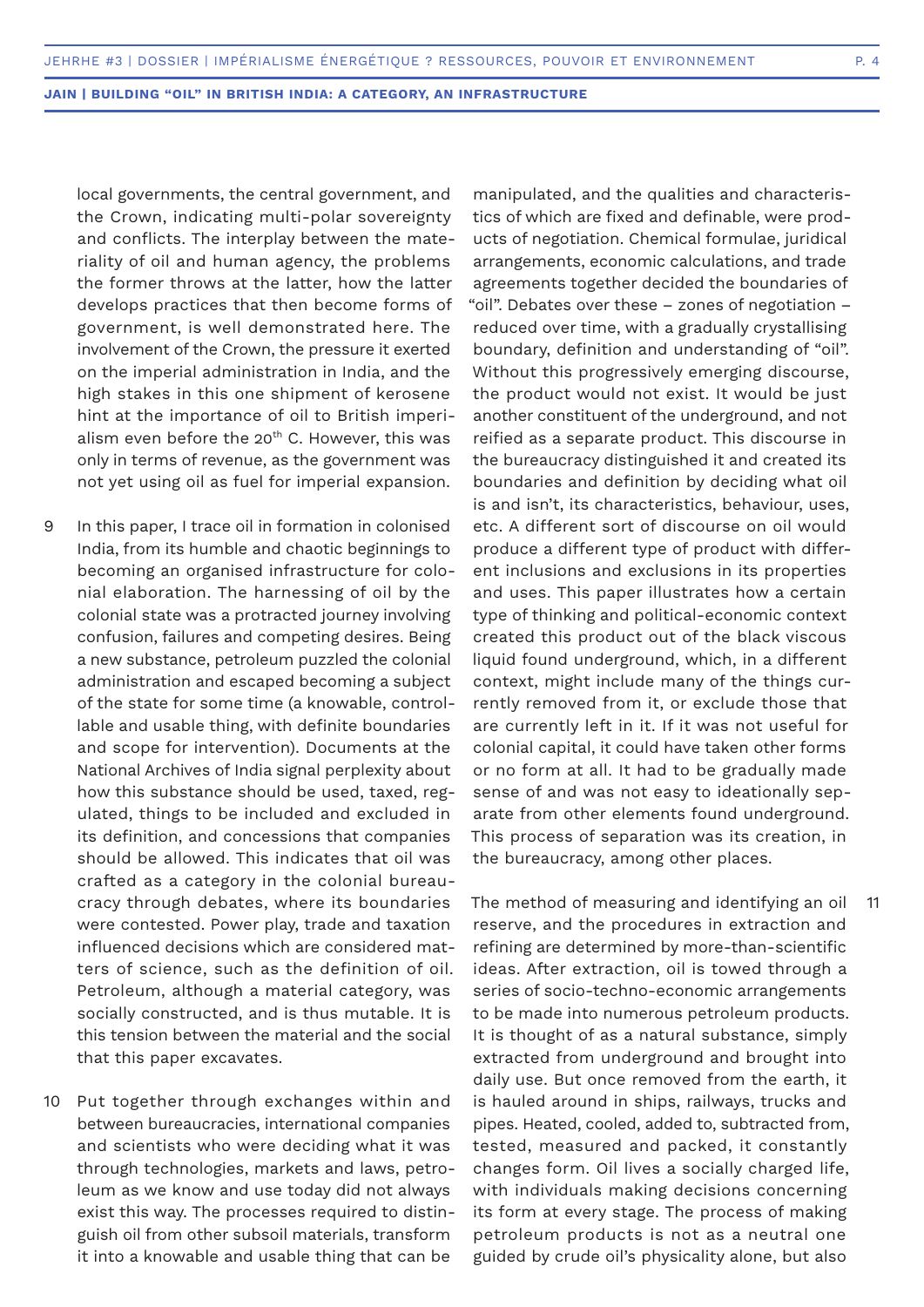local governments, the central government, and the Crown, indicating multi-polar sovereignty and conflicts. The interplay between the materiality of oil and human agency, the problems the former throws at the latter, how the latter develops practices that then become forms of government, is well demonstrated here. The involvement of the Crown, the pressure it exerted on the imperial administration in India, and the high stakes in this one shipment of kerosene hint at the importance of oil to British imperialism even before the 20th C. However, this was only in terms of revenue, as the government was not yet using oil as fuel for imperial expansion.

9 In this paper, I trace oil in formation in colonised India, from its humble and chaotic beginnings to becoming an organised infrastructure for colonial elaboration. The harnessing of oil by the colonial state was a protracted journey involving confusion, failures and competing desires. Being a new substance, petroleum puzzled the colonial administration and escaped becoming a subject of the state for some time (a knowable, controllable and usable thing, with definite boundaries and scope for intervention). Documents at the National Archives of India signal perplexity about how this substance should be used, taxed, regulated, things to be included and excluded in its definition, and concessions that companies should be allowed. This indicates that oil was crafted as a category in the colonial bureaucracy through debates, where its boundaries were contested. Power play, trade and taxation influenced decisions which are considered matters of science, such as the definition of oil. Petroleum, although a material category, was socially constructed, and is thus mutable. It is this tension between the material and the social that this paper excavates.

10 Put together through exchanges within and between bureaucracies, international companies and scientists who were deciding what it was through technologies, markets and laws, petroleum as we know and use today did not always exist this way. The processes required to distinguish oil from other subsoil materials, transform it into a knowable and usable thing that can be manipulated, and the qualities and characteristics of which are fixed and definable, were products of negotiation. Chemical formulae, juridical arrangements, economic calculations, and trade agreements together decided the boundaries of "oil". Debates over these – zones of negotiation – reduced over time, with a gradually crystallising boundary, definition and understanding of "oil". Without this progressively emerging discourse, the product would not exist. It would be just another constituent of the underground, and not reified as a separate product. This discourse in the bureaucracy distinguished it and created its boundaries and definition by deciding what oil is and isn't, its characteristics, behaviour, uses, etc. A different sort of discourse on oil would produce a different type of product with different inclusions and exclusions in its properties and uses. This paper illustrates how a certain type of thinking and political-economic context created this product out of the black viscous liquid found underground, which, in a different context, might include many of the things currently removed from it, or exclude those that are currently left in it. If it was not useful for colonial capital, it could have taken other forms or no form at all. It had to be gradually made sense of and was not easy to ideationally separate from other elements found underground. This process of separation was its creation, in the bureaucracy, among other places.

11 The method of measuring and identifying an oil reserve, and the procedures in extraction and refining are determined by more-than-scientific ideas. After extraction, oil is towed through a series of socio-techno-economic arrangements to be made into numerous petroleum products. It is thought of as a natural substance, simply extracted from underground and brought into daily use. But once removed from the earth, it is hauled around in ships, railways, trucks and pipes. Heated, cooled, added to, subtracted from, tested, measured and packed, it constantly changes form. Oil lives a socially charged life, with individuals making decisions concerning its form at every stage. The process of making petroleum products is not as a neutral one guided by crude oil's physicality alone, but also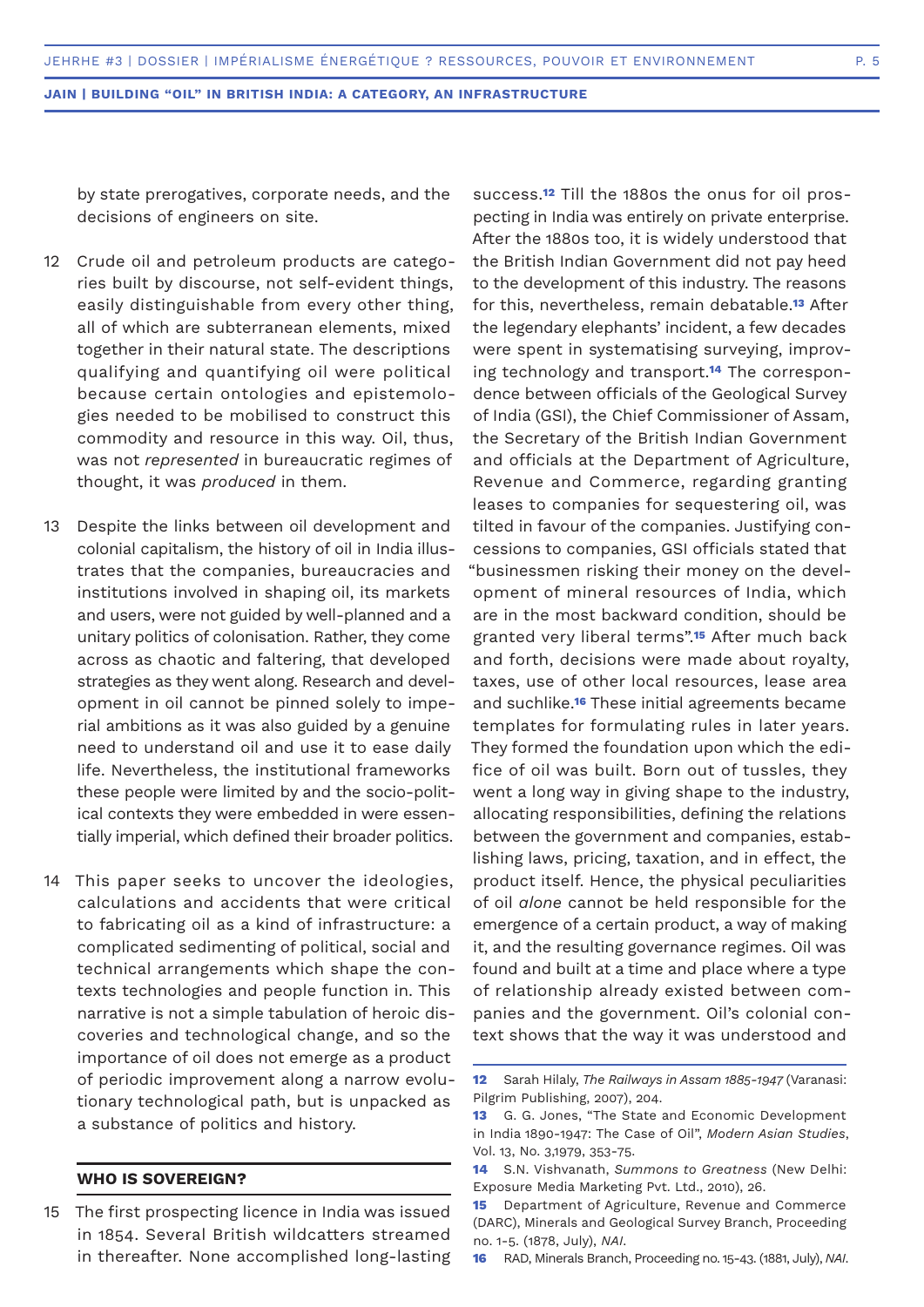by state prerogatives, corporate needs, and the decisions of engineers on site.

12 Crude oil and petroleum products are categories built by discourse, not self-evident things, easily distinguishable from every other thing, all of which are subterranean elements, mixed together in their natural state. The descriptions qualifying and quantifying oil were political because certain ontologies and epistemologies needed to be mobilised to construct this commodity and resource in this way. Oil, thus, was not *represented* in bureaucratic regimes of thought, it was *produced* in them.

13 Despite the links between oil development and colonial capitalism, the history of oil in India illustrates that the companies, bureaucracies and institutions involved in shaping oil, its markets and users, were not guided by well-planned and a unitary politics of colonisation. Rather, they come across as chaotic and faltering, that developed strategies as they went along. Research and development in oil cannot be pinned solely to imperial ambitions as it was also guided by a genuine need to understand oil and use it to ease daily life. Nevertheless, the institutional frameworks these people were limited by and the socio-political contexts they were embedded in were essentially imperial, which defined their broader politics.

14 This paper seeks to uncover the ideologies, calculations and accidents that were critical to fabricating oil as a kind of infrastructure: a complicated sedimenting of political, social and technical arrangements which shape the contexts technologies and people function in. This narrative is not a simple tabulation of heroic discoveries and technological change, and so the importance of oil does not emerge as a product of periodic improvement along a narrow evolutionary technological path, but is unpacked as a substance of politics and history.

## WHO IS SOVEREIGN?

15 The first prospecting licence in India was issued in 1854. Several British wildcatters streamed in thereafter. None accomplished long-lasting success.[12] Till the 1880s the onus for oil prospecting in India was entirely on private enterprise. After the 1880s too, it is widely understood that the British Indian Government did not pay heed to the development of this industry. The reasons for this, nevertheless, remain debatable.[13] After the legendary elephants' incident, a few decades were spent in systematising surveying, improving technology and transport.[14] The correspondence between officials of the Geological Survey of India (GSI), the Chief Commissioner of Assam, the Secretary of the British Indian Government and officials at the Department of Agriculture, Revenue and Commerce, regarding granting leases to companies for sequestering oil, was tilted in favour of the companies. Justifying concessions to companies, GSI officials stated that "businessmen risking their money on the development of mineral resources of India, which are in the most backward condition, should be granted very liberal terms".[15] After much back and forth, decisions were made about royalty, taxes, use of other local resources, lease area and suchlike.[16] These initial agreements became templates for formulating rules in later years. They formed the foundation upon which the edifice of oil was built. Born out of tussles, they went a long way in giving shape to the industry, allocating responsibilities, defining the relations between the government and companies, establishing laws, pricing, taxation, and in effect, the product itself. Hence, the physical peculiarities of oil *alone* cannot be held responsible for the emergence of a certain product, a way of making it, and the resulting governance regimes. Oil was found and built at a time and place where a type of relationship already existed between companies and the government. Oil's colonial context shows that the way it was understood and

12 Sarah Hilaly, *The Railways in Assam 1885-1947* (Varanasi: Pilgrim Publishing, 2007), 204.

13 G. G. Jones, "The State and Economic Development in India 1890-1947: The Case of Oil", *Modern Asian Studies*, Vol. 13, No. 3,1979, 353-75.

14 S.N. Vishvanath, *Summons to Greatness* (New Delhi: Exposure Media Marketing Pvt. Ltd., 2010), 26.

15 Department of Agriculture, Revenue and Commerce (DARC), Minerals and Geological Survey Branch, Proceeding no. 1-5. (1878, July), *NAI*.

16 RAD, Minerals Branch, Proceeding no. 15-43. (1881, July), *NAI*.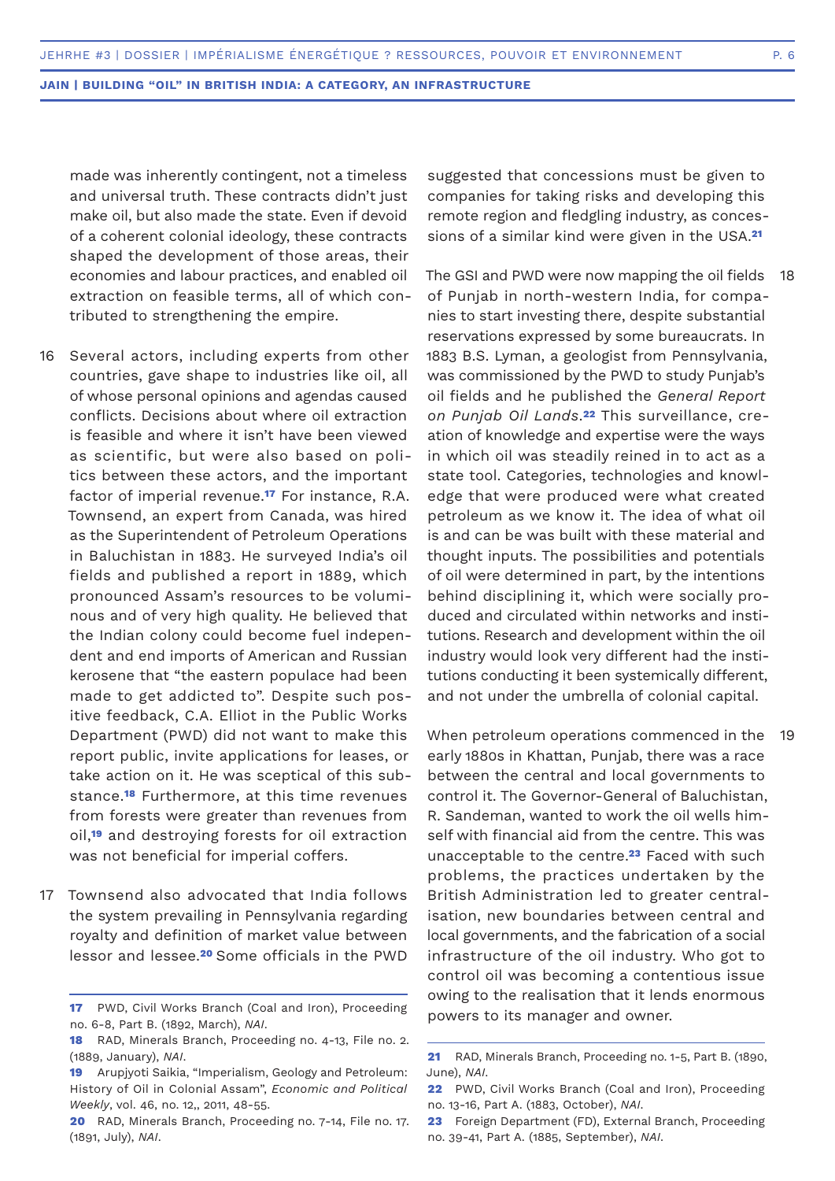made was inherently contingent, not a timeless and universal truth. These contracts didn't just make oil, but also made the state. Even if devoid of a coherent colonial ideology, these contracts shaped the development of those areas, their economies and labour practices, and enabled oil extraction on feasible terms, all of which contributed to strengthening the empire.

16 Several actors, including experts from other countries, gave shape to industries like oil, all of whose personal opinions and agendas caused conflicts. Decisions about where oil extraction is feasible and where it isn't have been viewed as scientific, but were also based on politics between these actors, and the important factor of imperial revenue.[17] For instance, R.A. Townsend, an expert from Canada, was hired as the Superintendent of Petroleum Operations in Baluchistan in 1883. He surveyed India's oil fields and published a report in 1889, which pronounced Assam's resources to be voluminous and of very high quality. He believed that the Indian colony could become fuel independent and end imports of American and Russian kerosene that "the eastern populace had been made to get addicted to". Despite such positive feedback, C.A. Elliot in the Public Works Department (PWD) did not want to make this report public, invite applications for leases, or take action on it. He was sceptical of this substance.[18] Furthermore, at this time revenues from forests were greater than revenues from oil,[19] and destroying forests for oil extraction was not beneficial for imperial coffers.

17 Townsend also advocated that India follows the system prevailing in Pennsylvania regarding royalty and definition of market value between lessor and lessee.[20] Some officials in the PWD suggested that concessions must be given to companies for taking risks and developing this remote region and fledgling industry, as concessions of a similar kind were given in the USA.[21]

18 The GSI and PWD were now mapping the oil fields of Punjab in north-western India, for companies to start investing there, despite substantial reservations expressed by some bureaucrats. In 1883 B.S. Lyman, a geologist from Pennsylvania, was commissioned by the PWD to study Punjab's oil fields and he published the *General Report on Punjab Oil Lands*.[22] This surveillance, creation of knowledge and expertise were the ways in which oil was steadily reined in to act as a state tool. Categories, technologies and knowledge that were produced were what created petroleum as we know it. The idea of what oil is and can be was built with these material and thought inputs. The possibilities and potentials of oil were determined in part, by the intentions behind disciplining it, which were socially produced and circulated within networks and institutions. Research and development within the oil industry would look very different had the institutions conducting it been systemically different, and not under the umbrella of colonial capital.

19 When petroleum operations commenced in the early 1880s in Khattan, Punjab, there was a race between the central and local governments to control it. The Governor-General of Baluchistan, R. Sandeman, wanted to work the oil wells himself with financial aid from the centre. This was unacceptable to the centre.[23] Faced with such problems, the practices undertaken by the British Administration led to greater centralisation, new boundaries between central and local governments, and the fabrication of a social infrastructure of the oil industry. Who got to control oil was becoming a contentious issue owing to the realisation that it lends enormous powers to its manager and owner.

---

17 PWD, Civil Works Branch (Coal and Iron), Proceeding no. 6-8, Part B. (1892, March), *NAI*.

18 RAD, Minerals Branch, Proceeding no. 4-13, File no. 2. (1889, January), *NAI*.

19 Arupjyoti Saikia, "Imperialism, Geology and Petroleum: History of Oil in Colonial Assam", *Economic and Political Weekly*, vol. 46, no. 12,, 2011, 48-55.

20 RAD, Minerals Branch, Proceeding no. 7-14, File no. 17. (1891, July), *NAI*.

21 RAD, Minerals Branch, Proceeding no. 1-5, Part B. (1890, June), *NAI*.

22 PWD, Civil Works Branch (Coal and Iron), Proceeding no. 13-16, Part A. (1883, October), *NAI*.

23 Foreign Department (FD), External Branch, Proceeding no. 39-41, Part A. (1885, September), *NAI*.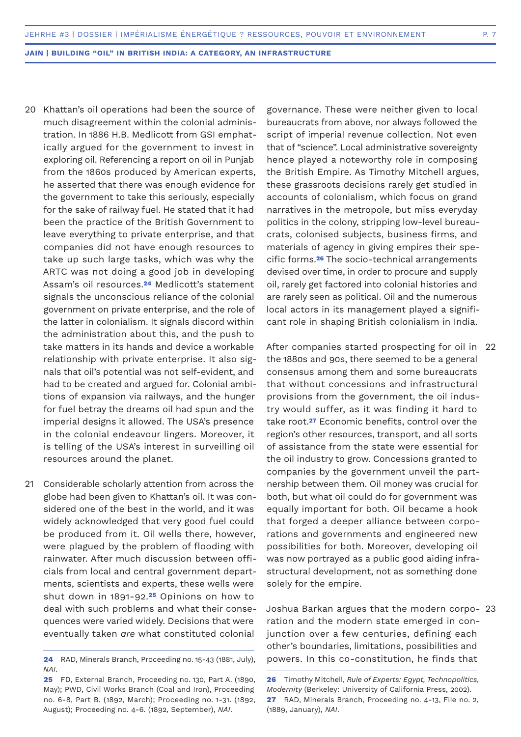20 Khattan's oil operations had been the source of much disagreement within the colonial administration. In 1886 H.B. Medlicott from GSI emphatically argued for the government to invest in exploring oil. Referencing a report on oil in Punjab from the 1860s produced by American experts, he asserted that there was enough evidence for the government to take this seriously, especially for the sake of railway fuel. He stated that it had been the practice of the British Government to leave everything to private enterprise, and that companies did not have enough resources to take up such large tasks, which was why the ARTC was not doing a good job in developing Assam's oil resources.[24] Medlicott's statement signals the unconscious reliance of the colonial government on private enterprise, and the role of the latter in colonialism. It signals discord within the administration about this, and the push to take matters in its hands and device a workable relationship with private enterprise. It also signals that oil's potential was not self-evident, and had to be created and argued for. Colonial ambitions of expansion via railways, and the hunger for fuel betray the dreams oil had spun and the imperial designs it allowed. The USA's presence in the colonial endeavour lingers. Moreover, it is telling of the USA's interest in surveilling oil resources around the planet.

21 Considerable scholarly attention from across the globe had been given to Khattan's oil. It was considered one of the best in the world, and it was widely acknowledged that very good fuel could be produced from it. Oil wells there, however, were plagued by the problem of flooding with rainwater. After much discussion between officials from local and central government departments, scientists and experts, these wells were shut down in 1891-92.[25] Opinions on how to deal with such problems and what their consequences were varied widely. Decisions that were eventually taken *are* what constituted colonial governance. These were neither given to local bureaucrats from above, nor always followed the script of imperial revenue collection. Not even that of "science". Local administrative sovereignty hence played a noteworthy role in composing the British Empire. As Timothy Mitchell argues, these grassroots decisions rarely get studied in accounts of colonialism, which focus on grand narratives in the metropole, but miss everyday politics in the colony, stripping low-level bureaucrats, colonised subjects, business firms, and materials of agency in giving empires their specific forms.[26] The socio-technical arrangements devised over time, in order to procure and supply oil, rarely get factored into colonial histories and are rarely seen as political. Oil and the numerous local actors in its management played a significant role in shaping British colonialism in India.

22 After companies started prospecting for oil in the 1880s and 90s, there seemed to be a general consensus among them and some bureaucrats that without concessions and infrastructural provisions from the government, the oil industry would suffer, as it was finding it hard to take root.[27] Economic benefits, control over the region's other resources, transport, and all sorts of assistance from the state were essential for the oil industry to grow. Concessions granted to companies by the government unveil the partnership between them. Oil money was crucial for both, but what oil could do for government was equally important for both. Oil became a hook that forged a deeper alliance between corporations and governments and engineered new possibilities for both. Moreover, developing oil was now portrayed as a public good aiding infrastructural development, not as something done solely for the empire.

23 Joshua Barkan argues that the modern corporation and the modern state emerged in conjunction over a few centuries, defining each other's boundaries, limitations, possibilities and powers. In this co-constitution, he finds that

---

**24** RAD, Minerals Branch, Proceeding no. 15-43 (1881, July), *NAI*.

**25** FD, External Branch, Proceeding no. 130, Part A. (1890, May); PWD, Civil Works Branch (Coal and Iron), Proceeding no. 6-8, Part B. (1892, March); Proceeding no. 1-31. (1892, August); Proceeding no. 4-6. (1892, September), *NAI*.

**26** Timothy Mitchell, *Rule of Experts: Egypt, Technopolitics, Modernity* (Berkeley: University of California Press, 2002).

**27** RAD, Minerals Branch, Proceeding no. 4-13, File no. 2, (1889, January), *NAI*.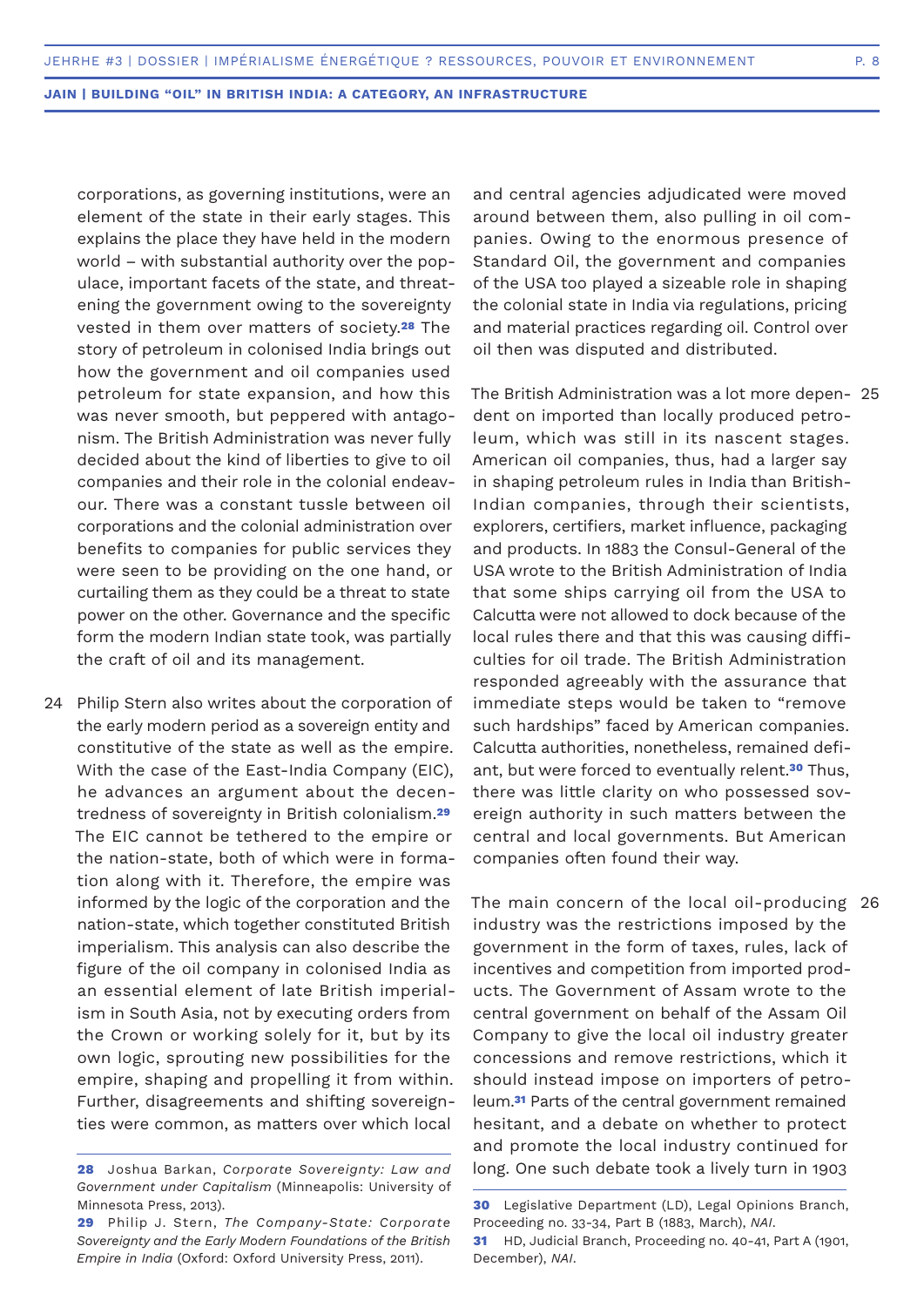corporations, as governing institutions, were an element of the state in their early stages. This explains the place they have held in the modern world – with substantial authority over the populace, important facets of the state, and threatening the government owing to the sovereignty vested in them over matters of society.[28] The story of petroleum in colonised India brings out how the government and oil companies used petroleum for state expansion, and how this was never smooth, but peppered with antagonism. The British Administration was never fully decided about the kind of liberties to give to oil companies and their role in the colonial endeavour. There was a constant tussle between oil corporations and the colonial administration over benefits to companies for public services they were seen to be providing on the one hand, or curtailing them as they could be a threat to state power on the other. Governance and the specific form the modern Indian state took, was partially the craft of oil and its management.

24 Philip Stern also writes about the corporation of the early modern period as a sovereign entity and constitutive of the state as well as the empire. With the case of the East-India Company (EIC), he advances an argument about the decentredness of sovereignty in British colonialism.[29] The EIC cannot be tethered to the empire or the nation-state, both of which were in formation along with it. Therefore, the empire was informed by the logic of the corporation and the nation-state, which together constituted British imperialism. This analysis can also describe the figure of the oil company in colonised India as an essential element of late British imperialism in South Asia, not by executing orders from the Crown or working solely for it, but by its own logic, sprouting new possibilities for the empire, shaping and propelling it from within. Further, disagreements and shifting sovereignties were common, as matters over which local and central agencies adjudicated were moved around between them, also pulling in oil companies. Owing to the enormous presence of Standard Oil, the government and companies of the USA too played a sizeable role in shaping the colonial state in India via regulations, pricing and material practices regarding oil. Control over oil then was disputed and distributed.

25 The British Administration was a lot more dependent on imported than locally produced petroleum, which was still in its nascent stages. American oil companies, thus, had a larger say in shaping petroleum rules in India than British-Indian companies, through their scientists, explorers, certifiers, market influence, packaging and products. In 1883 the Consul-General of the USA wrote to the British Administration of India that some ships carrying oil from the USA to Calcutta were not allowed to dock because of the local rules there and that this was causing difficulties for oil trade. The British Administration responded agreeably with the assurance that immediate steps would be taken to "remove such hardships" faced by American companies. Calcutta authorities, nonetheless, remained defiant, but were forced to eventually relent.[30] Thus, there was little clarity on who possessed sovereign authority in such matters between the central and local governments. But American companies often found their way.

26 The main concern of the local oil-producing industry was the restrictions imposed by the government in the form of taxes, rules, lack of incentives and competition from imported products. The Government of Assam wrote to the central government on behalf of the Assam Oil Company to give the local oil industry greater concessions and remove restrictions, which it should instead impose on importers of petroleum.[31] Parts of the central government remained hesitant, and a debate on whether to protect and promote the local industry continued for long. One such debate took a lively turn in 1903

---

**28** Joshua Barkan, *Corporate Sovereignty: Law and Government under Capitalism* (Minneapolis: University of Minnesota Press, 2013).

**29** Philip J. Stern, *The Company-State: Corporate Sovereignty and the Early Modern Foundations of the British Empire in India* (Oxford: Oxford University Press, 2011).

**30** Legislative Department (LD), Legal Opinions Branch, Proceeding no. 33-34, Part B (1883, March), *NAI*.

**31** HD, Judicial Branch, Proceeding no. 40-41, Part A (1901, December), *NAI*.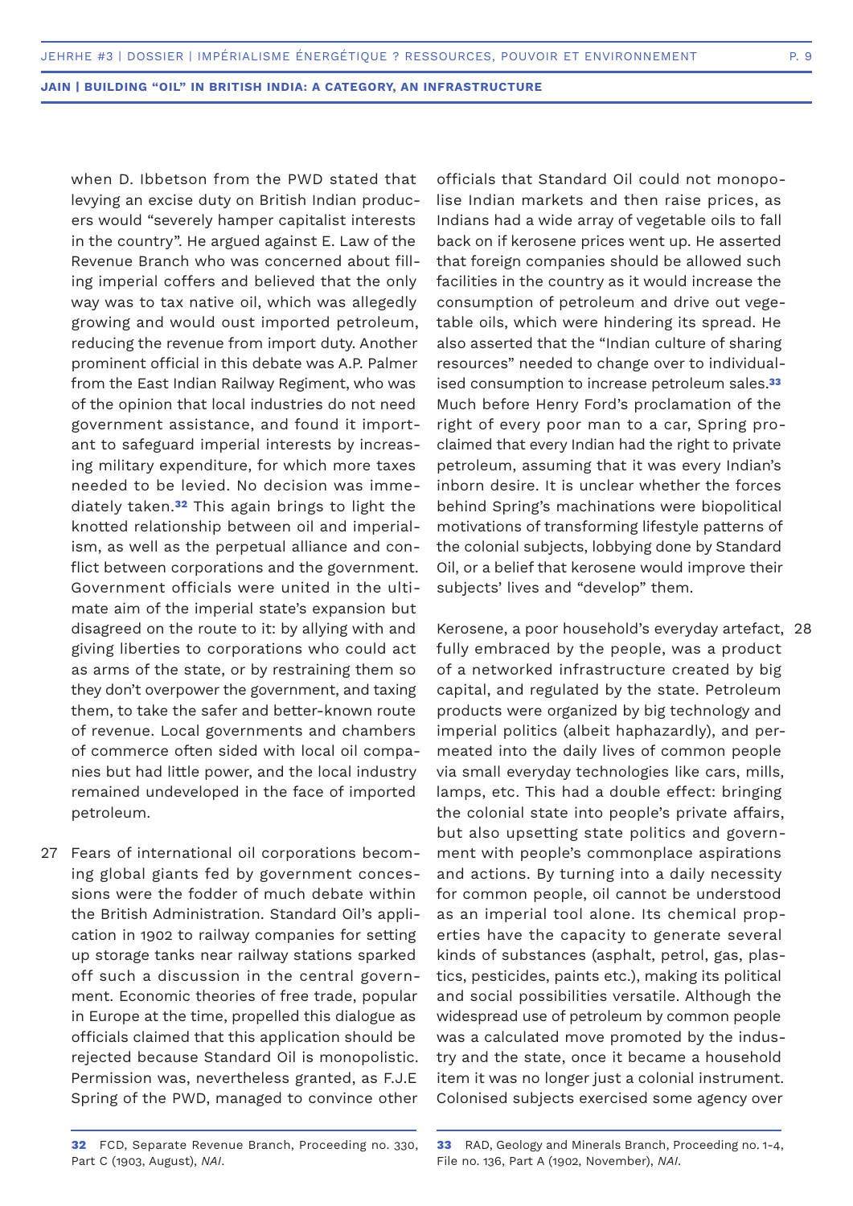when D. Ibbetson from the PWD stated that levying an excise duty on British Indian producers would "severely hamper capitalist interests in the country". He argued against E. Law of the Revenue Branch who was concerned about filling imperial coffers and believed that the only way was to tax native oil, which was allegedly growing and would oust imported petroleum, reducing the revenue from import duty. Another prominent official in this debate was A.P. Palmer from the East Indian Railway Regiment, who was of the opinion that local industries do not need government assistance, and found it important to safeguard imperial interests by increasing military expenditure, for which more taxes needed to be levied. No decision was immediately taken.[32] This again brings to light the knotted relationship between oil and imperialism, as well as the perpetual alliance and conflict between corporations and the government. Government officials were united in the ultimate aim of the imperial state's expansion but disagreed on the route to it: by allying with and giving liberties to corporations who could act as arms of the state, or by restraining them so they don't overpower the government, and taxing them, to take the safer and better-known route of revenue. Local governments and chambers of commerce often sided with local oil companies but had little power, and the local industry remained undeveloped in the face of imported petroleum.

27 Fears of international oil corporations becoming global giants fed by government concessions were the fodder of much debate within the British Administration. Standard Oil's application in 1902 to railway companies for setting up storage tanks near railway stations sparked off such a discussion in the central government. Economic theories of free trade, popular in Europe at the time, propelled this dialogue as officials claimed that this application should be rejected because Standard Oil is monopolistic. Permission was, nevertheless granted, as F.J.E Spring of the PWD, managed to convince other officials that Standard Oil could not monopolise Indian markets and then raise prices, as Indians had a wide array of vegetable oils to fall back on if kerosene prices went up. He asserted that foreign companies should be allowed such facilities in the country as it would increase the consumption of petroleum and drive out vegetable oils, which were hindering its spread. He also asserted that the "Indian culture of sharing resources" needed to change over to individualised consumption to increase petroleum sales.[33] Much before Henry Ford's proclamation of the right of every poor man to a car, Spring proclaimed that every Indian had the right to private petroleum, assuming that it was every Indian's inborn desire. It is unclear whether the forces behind Spring's machinations were biopolitical motivations of transforming lifestyle patterns of the colonial subjects, lobbying done by Standard Oil, or a belief that kerosene would improve their subjects' lives and "develop" them.

28 Kerosene, a poor household's everyday artefact, fully embraced by the people, was a product of a networked infrastructure created by big capital, and regulated by the state. Petroleum products were organized by big technology and imperial politics (albeit haphazardly), and permeated into the daily lives of common people via small everyday technologies like cars, mills, lamps, etc. This had a double effect: bringing the colonial state into people's private affairs, but also upsetting state politics and government with people's commonplace aspirations and actions. By turning into a daily necessity for common people, oil cannot be understood as an imperial tool alone. Its chemical properties have the capacity to generate several kinds of substances (asphalt, petrol, gas, plastics, pesticides, paints etc.), making its political and social possibilities versatile. Although the widespread use of petroleum by common people was a calculated move promoted by the industry and the state, once it became a household item it was no longer just a colonial instrument. Colonised subjects exercised some agency over

---

[32] FCD, Separate Revenue Branch, Proceeding no. 330, Part C (1903, August), *NAI*.

[33] RAD, Geology and Minerals Branch, Proceeding no. 1-4, File no. 136, Part A (1902, November), *NAI*.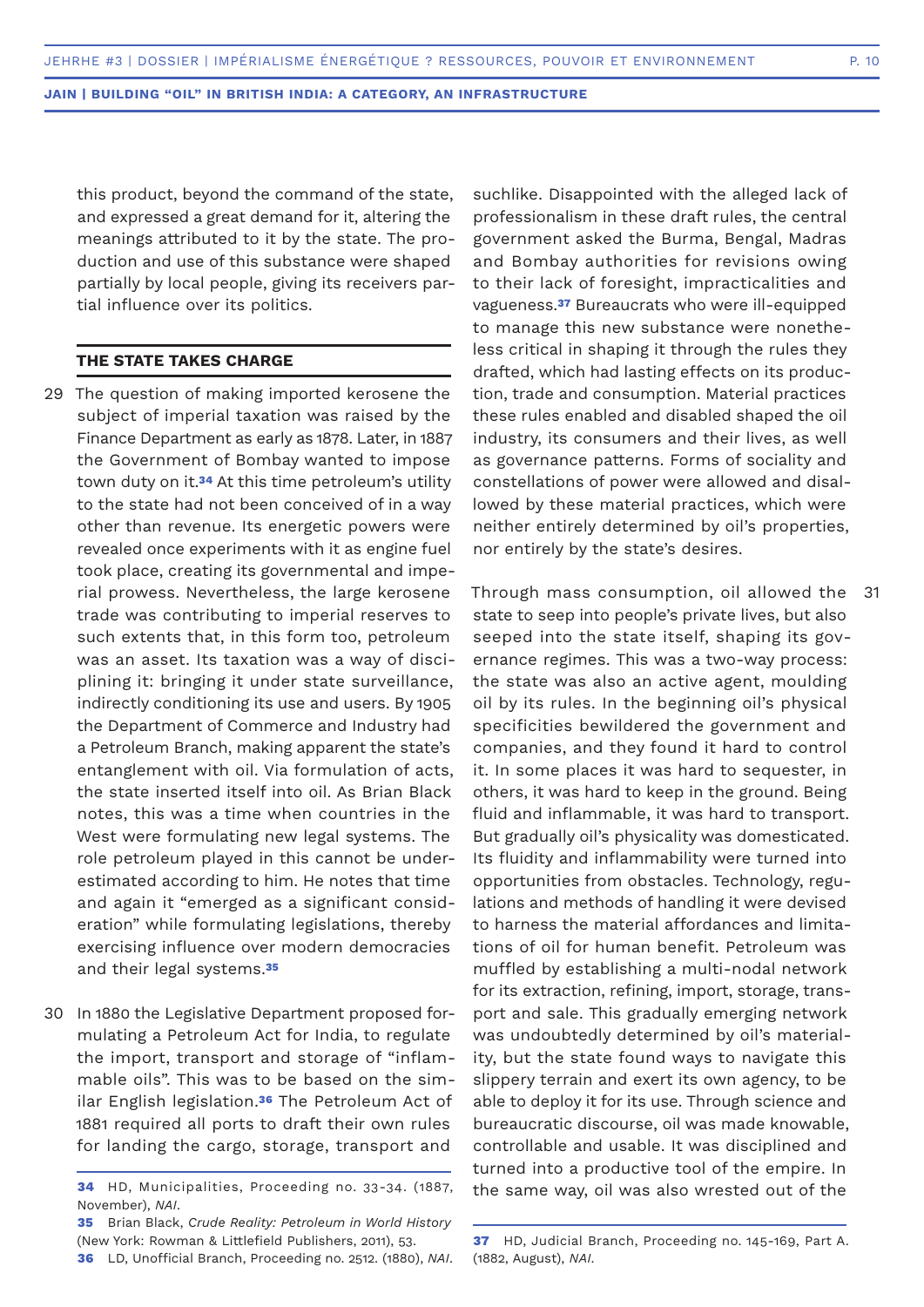this product, beyond the command of the state, and expressed a great demand for it, altering the meanings attributed to it by the state. The production and use of this substance were shaped partially by local people, giving its receivers partial influence over its politics.

### THE STATE TAKES CHARGE

29 The question of making imported kerosene the subject of imperial taxation was raised by the Finance Department as early as 1878. Later, in 1887 the Government of Bombay wanted to impose town duty on it.[34] At this time petroleum's utility to the state had not been conceived of in a way other than revenue. Its energetic powers were revealed once experiments with it as engine fuel took place, creating its governmental and imperial prowess. Nevertheless, the large kerosene trade was contributing to imperial reserves to such extents that, in this form too, petroleum was an asset. Its taxation was a way of disciplining it: bringing it under state surveillance, indirectly conditioning its use and users. By 1905 the Department of Commerce and Industry had a Petroleum Branch, making apparent the state's entanglement with oil. Via formulation of acts, the state inserted itself into oil. As Brian Black notes, this was a time when countries in the West were formulating new legal systems. The role petroleum played in this cannot be underestimated according to him. He notes that time and again it "emerged as a significant consideration" while formulating legislations, thereby exercising influence over modern democracies and their legal systems.[35]

30 In 1880 the Legislative Department proposed formulating a Petroleum Act for India, to regulate the import, transport and storage of "inflammable oils". This was to be based on the similar English legislation.[36] The Petroleum Act of 1881 required all ports to draft their own rules for landing the cargo, storage, transport and suchlike. Disappointed with the alleged lack of professionalism in these draft rules, the central government asked the Burma, Bengal, Madras and Bombay authorities for revisions owing to their lack of foresight, impracticalities and vagueness.[37] Bureaucrats who were ill-equipped to manage this new substance were nonetheless critical in shaping it through the rules they drafted, which had lasting effects on its production, trade and consumption. Material practices these rules enabled and disabled shaped the oil industry, its consumers and their lives, as well as governance patterns. Forms of sociality and constellations of power were allowed and disallowed by these material practices, which were neither entirely determined by oil's properties, nor entirely by the state's desires.

31 Through mass consumption, oil allowed the state to seep into people's private lives, but also seeped into the state itself, shaping its governance regimes. This was a two-way process: the state was also an active agent, moulding oil by its rules. In the beginning oil's physical specificities bewildered the government and companies, and they found it hard to control it. In some places it was hard to sequester, in others, it was hard to keep in the ground. Being fluid and inflammable, it was hard to transport. But gradually oil's physicality was domesticated. Its fluidity and inflammability were turned into opportunities from obstacles. Technology, regulations and methods of handling it were devised to harness the material affordances and limitations of oil for human benefit. Petroleum was muffled by establishing a multi-nodal network for its extraction, refining, import, storage, transport and sale. This gradually emerging network was undoubtedly determined by oil's materiality, but the state found ways to navigate this slippery terrain and exert its own agency, to be able to deploy it for its use. Through science and bureaucratic discourse, oil was made knowable, controllable and usable. It was disciplined and turned into a productive tool of the empire. In the same way, oil was also wrested out of the

---

**34** HD, Municipalities, Proceeding no. 33-34. (1887, November), *NAI*.

**35** Brian Black, *Crude Reality: Petroleum in World History* (New York: Rowman & Littlefield Publishers, 2011), 53.

**36** LD, Unofficial Branch, Proceeding no. 2512. (1880), *NAI*.

**37** HD, Judicial Branch, Proceeding no. 145-169, Part A. (1882, August), *NAI*.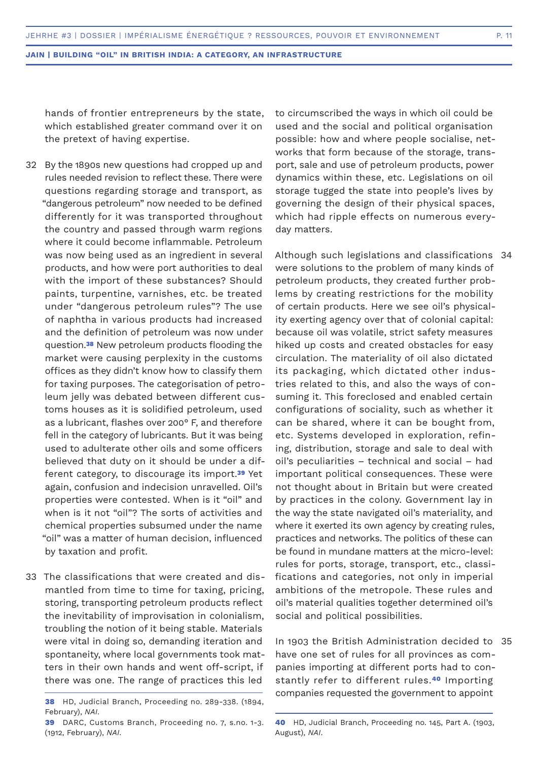hands of frontier entrepreneurs by the state, which established greater command over it on the pretext of having expertise.

32 By the 1890s new questions had cropped up and rules needed revision to reflect these. There were questions regarding storage and transport, as "dangerous petroleum" now needed to be defined differently for it was transported throughout the country and passed through warm regions where it could become inflammable. Petroleum was now being used as an ingredient in several products, and how were port authorities to deal with the import of these substances? Should paints, turpentine, varnishes, etc. be treated under "dangerous petroleum rules"? The use of naphtha in various products had increased and the definition of petroleum was now under question.[38] New petroleum products flooding the market were causing perplexity in the customs offices as they didn't know how to classify them for taxing purposes. The categorisation of petroleum jelly was debated between different customs houses as it is solidified petroleum, used as a lubricant, flashes over 200° F, and therefore fell in the category of lubricants. But it was being used to adulterate other oils and some officers believed that duty on it should be under a different category, to discourage its import.[39] Yet again, confusion and indecision unravelled. Oil's properties were contested. When is it "oil" and when is it not "oil"? The sorts of activities and chemical properties subsumed under the name "oil" was a matter of human decision, influenced by taxation and profit.

33 The classifications that were created and dismantled from time to time for taxing, pricing, storing, transporting petroleum products reflect the inevitability of improvisation in colonialism, troubling the notion of it being stable. Materials were vital in doing so, demanding iteration and spontaneity, where local governments took matters in their own hands and went off-script, if there was one. The range of practices this led to circumscribed the ways in which oil could be used and the social and political organisation possible: how and where people socialise, networks that form because of the storage, transport, sale and use of petroleum products, power dynamics within these, etc. Legislations on oil storage tugged the state into people's lives by governing the design of their physical spaces, which had ripple effects on numerous everyday matters.

34 Although such legislations and classifications were solutions to the problem of many kinds of petroleum products, they created further problems by creating restrictions for the mobility of certain products. Here we see oil's physicality exerting agency over that of colonial capital: because oil was volatile, strict safety measures hiked up costs and created obstacles for easy circulation. The materiality of oil also dictated its packaging, which dictated other industries related to this, and also the ways of consuming it. This foreclosed and enabled certain configurations of sociality, such as whether it can be shared, where it can be bought from, etc. Systems developed in exploration, refining, distribution, storage and sale to deal with oil's peculiarities – technical and social – had important political consequences. These were not thought about in Britain but were created by practices in the colony. Government lay in the way the state navigated oil's materiality, and where it exerted its own agency by creating rules, practices and networks. The politics of these can be found in mundane matters at the micro-level: rules for ports, storage, transport, etc., classifications and categories, not only in imperial ambitions of the metropole. These rules and oil's material qualities together determined oil's social and political possibilities.

35 In 1903 the British Administration decided to have one set of rules for all provinces as companies importing at different ports had to constantly refer to different rules.[40] Importing companies requested the government to appoint

38 HD, Judicial Branch, Proceeding no. 289-338. (1894, February), *NAI*.

39 DARC, Customs Branch, Proceeding no. 7, s.no. 1-3. (1912, February), *NAI*.

40 HD, Judicial Branch, Proceeding no. 145, Part A. (1903, August), *NAI*.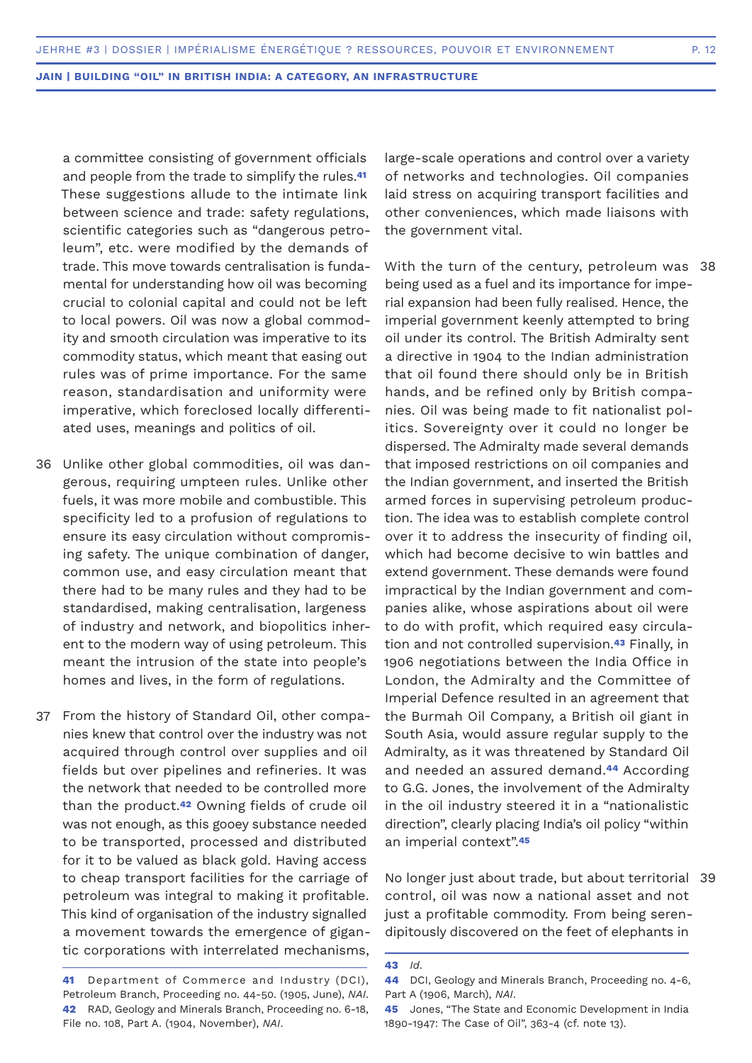a committee consisting of government officials and people from the trade to simplify the rules.[41] These suggestions allude to the intimate link between science and trade: safety regulations, scientific categories such as "dangerous petroleum", etc. were modified by the demands of trade. This move towards centralisation is fundamental for understanding how oil was becoming crucial to colonial capital and could not be left to local powers. Oil was now a global commodity and smooth circulation was imperative to its commodity status, which meant that easing out rules was of prime importance. For the same reason, standardisation and uniformity were imperative, which foreclosed locally differentiated uses, meanings and politics of oil.

36 Unlike other global commodities, oil was dangerous, requiring umpteen rules. Unlike other fuels, it was more mobile and combustible. This specificity led to a profusion of regulations to ensure its easy circulation without compromising safety. The unique combination of danger, common use, and easy circulation meant that there had to be many rules and they had to be standardised, making centralisation, largeness of industry and network, and biopolitics inherent to the modern way of using petroleum. This meant the intrusion of the state into people's homes and lives, in the form of regulations.

37 From the history of Standard Oil, other companies knew that control over the industry was not acquired through control over supplies and oil fields but over pipelines and refineries. It was the network that needed to be controlled more than the product.[42] Owning fields of crude oil was not enough, as this gooey substance needed to be transported, processed and distributed for it to be valued as black gold. Having access to cheap transport facilities for the carriage of petroleum was integral to making it profitable. This kind of organisation of the industry signalled a movement towards the emergence of gigantic corporations with interrelated mechanisms, large-scale operations and control over a variety of networks and technologies. Oil companies laid stress on acquiring transport facilities and other conveniences, which made liaisons with the government vital.

38 With the turn of the century, petroleum was being used as a fuel and its importance for imperial expansion had been fully realised. Hence, the imperial government keenly attempted to bring oil under its control. The British Admiralty sent a directive in 1904 to the Indian administration that oil found there should only be in British hands, and be refined only by British companies. Oil was being made to fit nationalist politics. Sovereignty over it could no longer be dispersed. The Admiralty made several demands that imposed restrictions on oil companies and the Indian government, and inserted the British armed forces in supervising petroleum production. The idea was to establish complete control over it to address the insecurity of finding oil, which had become decisive to win battles and extend government. These demands were found impractical by the Indian government and companies alike, whose aspirations about oil were to do with profit, which required easy circulation and not controlled supervision.[43] Finally, in 1906 negotiations between the India Office in London, the Admiralty and the Committee of Imperial Defence resulted in an agreement that the Burmah Oil Company, a British oil giant in South Asia, would assure regular supply to the Admiralty, as it was threatened by Standard Oil and needed an assured demand.[44] According to G.G. Jones, the involvement of the Admiralty in the oil industry steered it in a "nationalistic direction", clearly placing India's oil policy "within an imperial context".[45]

39 No longer just about trade, but about territorial control, oil was now a national asset and not just a profitable commodity. From being serendipitously discovered on the feet of elephants in

---

41 Department of Commerce and Industry (DCI), Petroleum Branch, Proceeding no. 44-50. (1905, June), *NAI*.

42 RAD, Geology and Minerals Branch, Proceeding no. 6-18, File no. 108, Part A. (1904, November), *NAI*.

43 *Id*.

44 DCI, Geology and Minerals Branch, Proceeding no. 4-6, Part A (1906, March), *NAI*.

45 Jones, "The State and Economic Development in India 1890-1947: The Case of Oil", 363-4 (cf. note 13).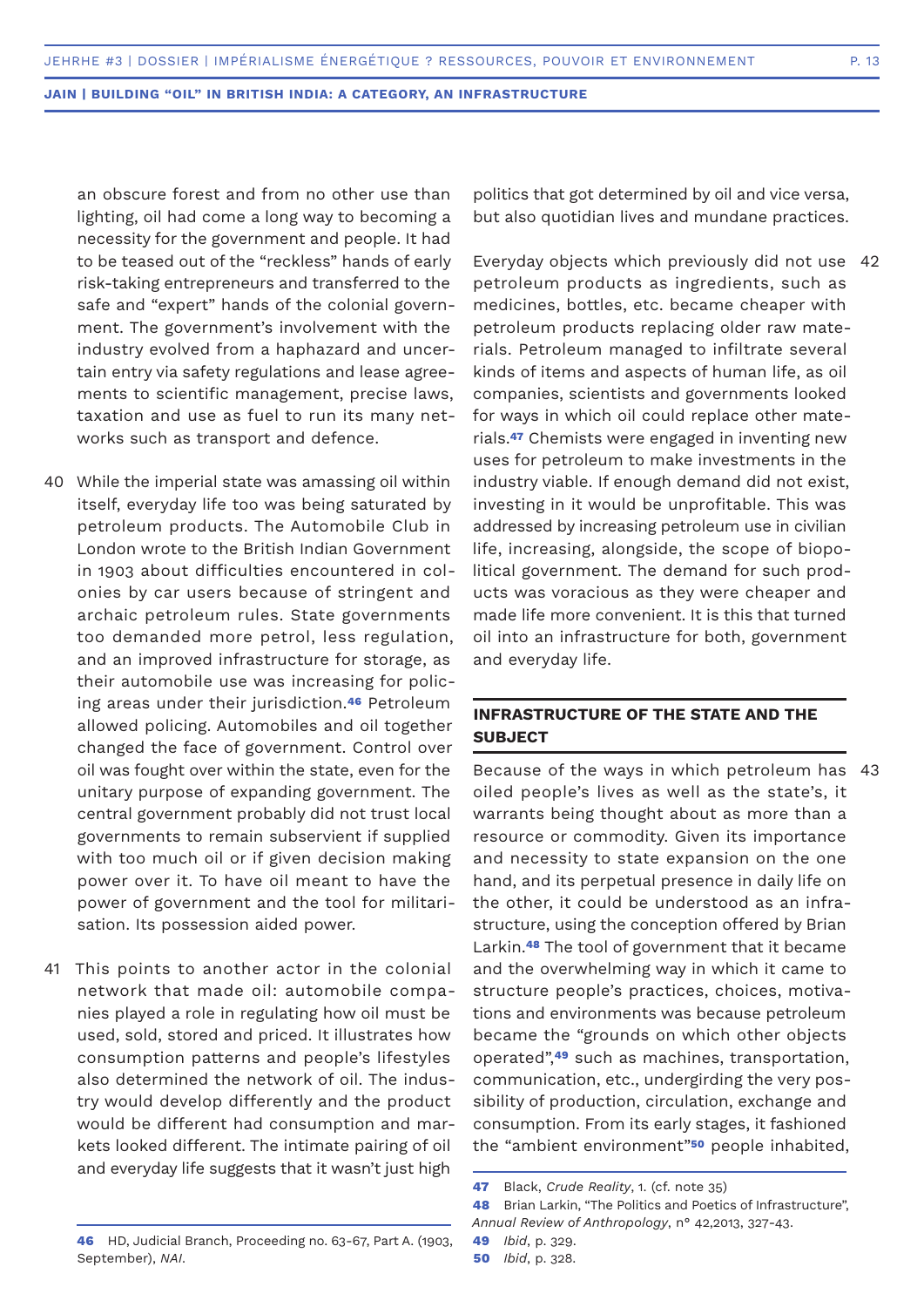an obscure forest and from no other use than lighting, oil had come a long way to becoming a necessity for the government and people. It had to be teased out of the "reckless" hands of early risk-taking entrepreneurs and transferred to the safe and "expert" hands of the colonial government. The government's involvement with the industry evolved from a haphazard and uncertain entry via safety regulations and lease agreements to scientific management, precise laws, taxation and use as fuel to run its many networks such as transport and defence.

40 While the imperial state was amassing oil within itself, everyday life too was being saturated by petroleum products. The Automobile Club in London wrote to the British Indian Government in 1903 about difficulties encountered in colonies by car users because of stringent and archaic petroleum rules. State governments too demanded more petrol, less regulation, and an improved infrastructure for storage, as their automobile use was increasing for policing areas under their jurisdiction.[46] Petroleum allowed policing. Automobiles and oil together changed the face of government. Control over oil was fought over within the state, even for the unitary purpose of expanding government. The central government probably did not trust local governments to remain subservient if supplied with too much oil or if given decision making power over it. To have oil meant to have the power of government and the tool for militarisation. Its possession aided power.

41 This points to another actor in the colonial network that made oil: automobile companies played a role in regulating how oil must be used, sold, stored and priced. It illustrates how consumption patterns and people's lifestyles also determined the network of oil. The industry would develop differently and the product would be different had consumption and markets looked different. The intimate pairing of oil and everyday life suggests that it wasn't just high politics that got determined by oil and vice versa, but also quotidian lives and mundane practices.

42 Everyday objects which previously did not use petroleum products as ingredients, such as medicines, bottles, etc. became cheaper with petroleum products replacing older raw materials. Petroleum managed to infiltrate several kinds of items and aspects of human life, as oil companies, scientists and governments looked for ways in which oil could replace other materials.[47] Chemists were engaged in inventing new uses for petroleum to make investments in the industry viable. If enough demand did not exist, investing in it would be unprofitable. This was addressed by increasing petroleum use in civilian life, increasing, alongside, the scope of biopolitical government. The demand for such products was voracious as they were cheaper and made life more convenient. It is this that turned oil into an infrastructure for both, government and everyday life.

## INFRASTRUCTURE OF THE STATE AND THE SUBJECT

43 Because of the ways in which petroleum has oiled people's lives as well as the state's, it warrants being thought about as more than a resource or commodity. Given its importance and necessity to state expansion on the one hand, and its perpetual presence in daily life on the other, it could be understood as an infrastructure, using the conception offered by Brian Larkin.[48] The tool of government that it became and the overwhelming way in which it came to structure people's practices, choices, motivations and environments was because petroleum became the "grounds on which other objects operated",[49] such as machines, transportation, communication, etc., undergirding the very possibility of production, circulation, exchange and consumption. From its early stages, it fashioned the "ambient environment"[50] people inhabited,

---

**46** HD, Judicial Branch, Proceeding no. 63-67, Part A. (1903, September), *NAI*.

**47** Black, *Crude Reality*, 1. (cf. note 35)

**48** Brian Larkin, "The Politics and Poetics of Infrastructure", *Annual Review of Anthropology*, n° 42,2013, 327-43.

**49** *Ibid*, p. 329.

**50** *Ibid*, p. 328.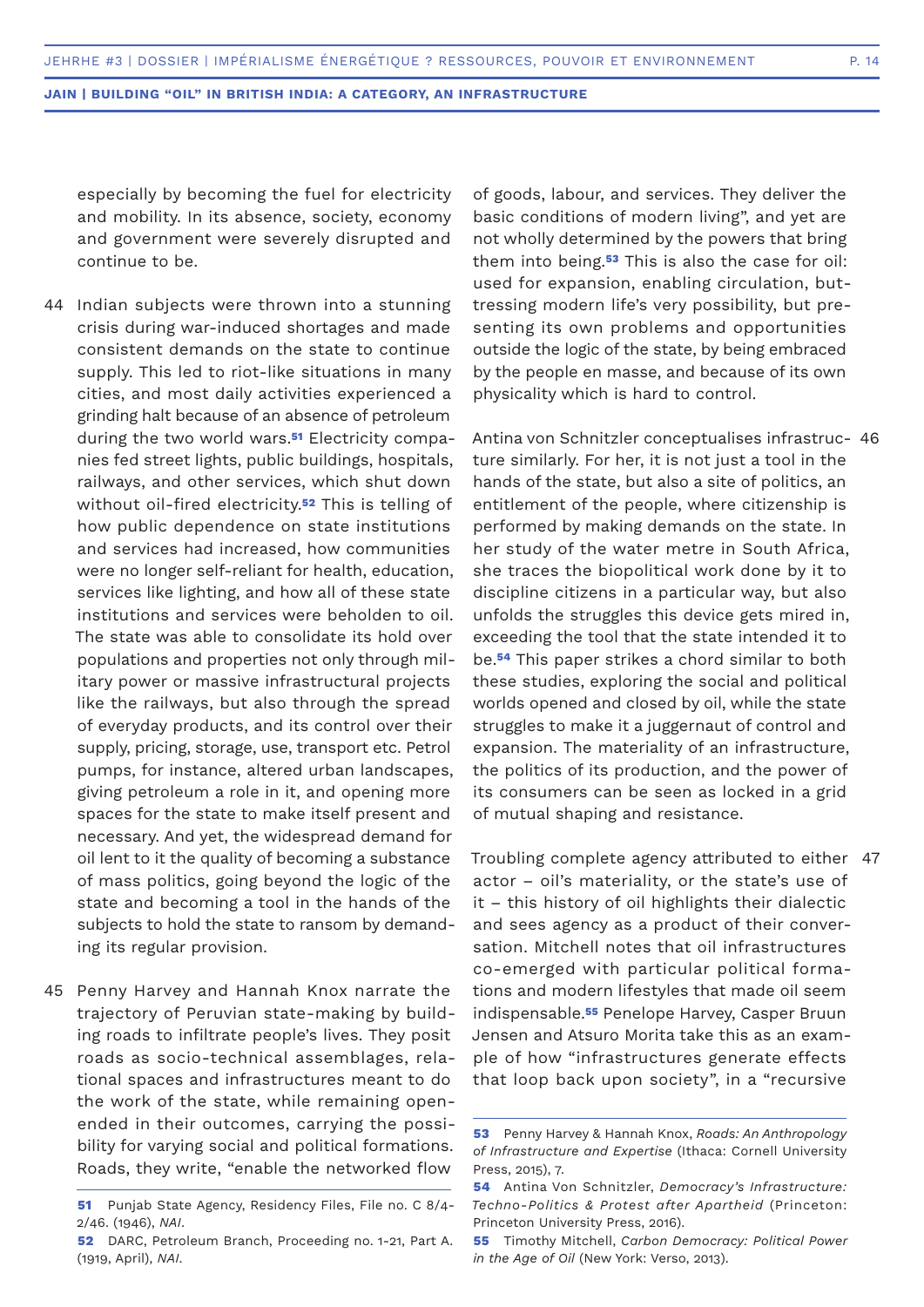especially by becoming the fuel for electricity and mobility. In its absence, society, economy and government were severely disrupted and continue to be.

44 Indian subjects were thrown into a stunning crisis during war-induced shortages and made consistent demands on the state to continue supply. This led to riot-like situations in many cities, and most daily activities experienced a grinding halt because of an absence of petroleum during the two world wars.[51] Electricity companies fed street lights, public buildings, hospitals, railways, and other services, which shut down without oil-fired electricity.[52] This is telling of how public dependence on state institutions and services had increased, how communities were no longer self-reliant for health, education, services like lighting, and how all of these state institutions and services were beholden to oil. The state was able to consolidate its hold over populations and properties not only through military power or massive infrastructural projects like the railways, but also through the spread of everyday products, and its control over their supply, pricing, storage, use, transport etc. Petrol pumps, for instance, altered urban landscapes, giving petroleum a role in it, and opening more spaces for the state to make itself present and necessary. And yet, the widespread demand for oil lent to it the quality of becoming a substance of mass politics, going beyond the logic of the state and becoming a tool in the hands of the subjects to hold the state to ransom by demanding its regular provision.

45 Penny Harvey and Hannah Knox narrate the trajectory of Peruvian state-making by building roads to infiltrate people's lives. They posit roads as socio-technical assemblages, relational spaces and infrastructures meant to do the work of the state, while remaining open-ended in their outcomes, carrying the possibility for varying social and political formations. Roads, they write, "enable the networked flow of goods, labour, and services. They deliver the basic conditions of modern living", and yet are not wholly determined by the powers that bring them into being.[53] This is also the case for oil: used for expansion, enabling circulation, buttressing modern life's very possibility, but presenting its own problems and opportunities outside the logic of the state, by being embraced by the people en masse, and because of its own physicality which is hard to control.

46 Antina von Schnitzler conceptualises infrastructure similarly. For her, it is not just a tool in the hands of the state, but also a site of politics, an entitlement of the people, where citizenship is performed by making demands on the state. In her study of the water metre in South Africa, she traces the biopolitical work done by it to discipline citizens in a particular way, but also unfolds the struggles this device gets mired in, exceeding the tool that the state intended it to be.[54] This paper strikes a chord similar to both these studies, exploring the social and political worlds opened and closed by oil, while the state struggles to make it a juggernaut of control and expansion. The materiality of an infrastructure, the politics of its production, and the power of its consumers can be seen as locked in a grid of mutual shaping and resistance.

47 Troubling complete agency attributed to either actor – oil's materiality, or the state's use of it – this history of oil highlights their dialectic and sees agency as a product of their conversation. Mitchell notes that oil infrastructures co-emerged with particular political formations and modern lifestyles that made oil seem indispensable.[55] Penelope Harvey, Casper Bruun Jensen and Atsuro Morita take this as an example of how "infrastructures generate effects that loop back upon society", in a "recursive

---

**51** Punjab State Agency, Residency Files, File no. C 8/4-2/46. (1946), *NAI*.

**52** DARC, Petroleum Branch, Proceeding no. 1-21, Part A. (1919, April), *NAI*.

**53** Penny Harvey & Hannah Knox, *Roads: An Anthropology of Infrastructure and Expertise* (Ithaca: Cornell University Press, 2015), 7.

**54** Antina Von Schnitzler, *Democracy's Infrastructure: Techno-Politics & Protest after Apartheid* (Princeton: Princeton University Press, 2016).

**55** Timothy Mitchell, *Carbon Democracy: Political Power in the Age of Oil* (New York: Verso, 2013).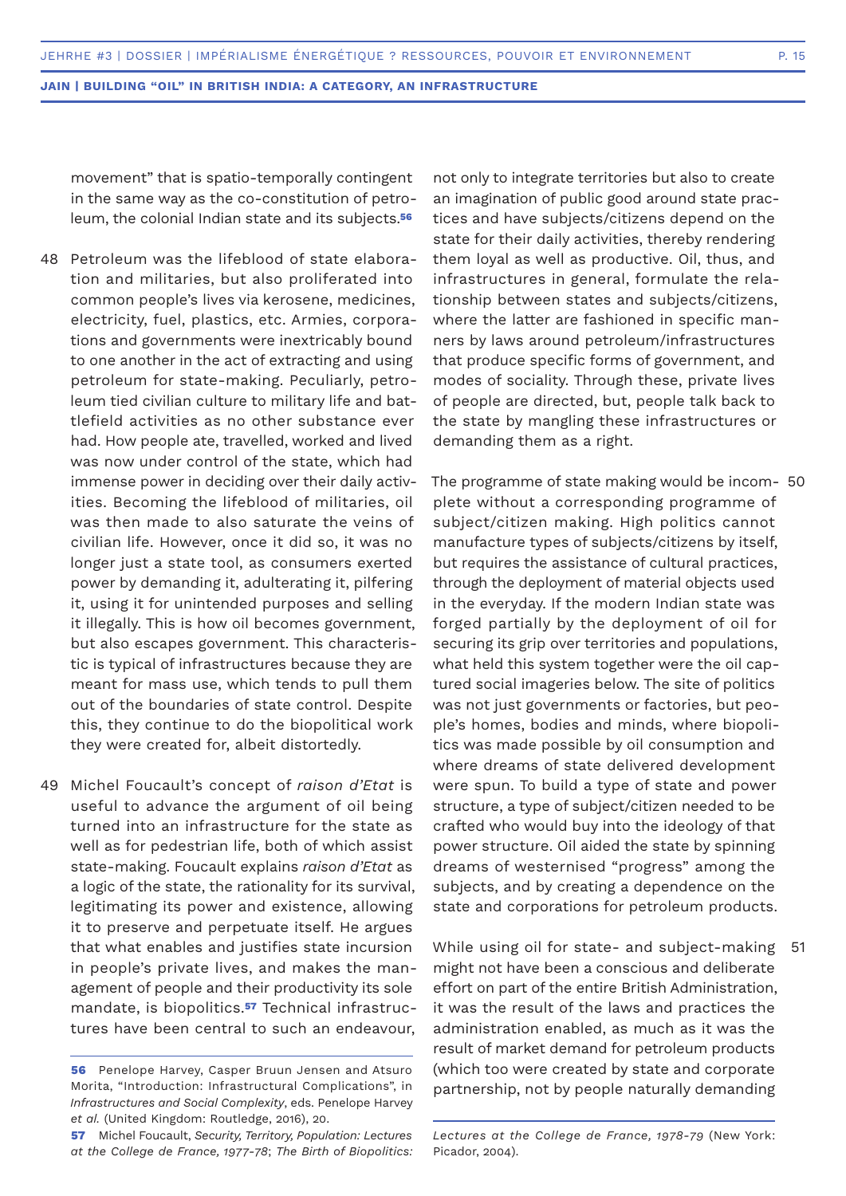movement" that is spatio-temporally contingent in the same way as the co-constitution of petroleum, the colonial Indian state and its subjects.[56]

48 Petroleum was the lifeblood of state elaboration and militaries, but also proliferated into common people's lives via kerosene, medicines, electricity, fuel, plastics, etc. Armies, corporations and governments were inextricably bound to one another in the act of extracting and using petroleum for state-making. Peculiarly, petroleum tied civilian culture to military life and battlefield activities as no other substance ever had. How people ate, travelled, worked and lived was now under control of the state, which had immense power in deciding over their daily activities. Becoming the lifeblood of militaries, oil was then made to also saturate the veins of civilian life. However, once it did so, it was no longer just a state tool, as consumers exerted power by demanding it, adulterating it, pilfering it, using it for unintended purposes and selling it illegally. This is how oil becomes government, but also escapes government. This characteristic is typical of infrastructures because they are meant for mass use, which tends to pull them out of the boundaries of state control. Despite this, they continue to do the biopolitical work they were created for, albeit distortedly.

49 Michel Foucault's concept of *raison d'Etat* is useful to advance the argument of oil being turned into an infrastructure for the state as well as for pedestrian life, both of which assist state-making. Foucault explains *raison d'Etat* as a logic of the state, the rationality for its survival, legitimating its power and existence, allowing it to preserve and perpetuate itself. He argues that what enables and justifies state incursion in people's private lives, and makes the management of people and their productivity its sole mandate, is biopolitics.[57] Technical infrastructures have been central to such an endeavour, not only to integrate territories but also to create an imagination of public good around state practices and have subjects/citizens depend on the state for their daily activities, thereby rendering them loyal as well as productive. Oil, thus, and infrastructures in general, formulate the relationship between states and subjects/citizens, where the latter are fashioned in specific manners by laws around petroleum/infrastructures that produce specific forms of government, and modes of sociality. Through these, private lives of people are directed, but, people talk back to the state by mangling these infrastructures or demanding them as a right.

50 The programme of state making would be incomplete without a corresponding programme of subject/citizen making. High politics cannot manufacture types of subjects/citizens by itself, but requires the assistance of cultural practices, through the deployment of material objects used in the everyday. If the modern Indian state was forged partially by the deployment of oil for securing its grip over territories and populations, what held this system together were the oil captured social imageries below. The site of politics was not just governments or factories, but people's homes, bodies and minds, where biopolitics was made possible by oil consumption and where dreams of state delivered development were spun. To build a type of state and power structure, a type of subject/citizen needed to be crafted who would buy into the ideology of that power structure. Oil aided the state by spinning dreams of westernised "progress" among the subjects, and by creating a dependence on the state and corporations for petroleum products.

51 While using oil for state- and subject-making might not have been a conscious and deliberate effort on part of the entire British Administration, it was the result of the laws and practices the administration enabled, as much as it was the result of market demand for petroleum products (which too were created by state and corporate partnership, not by people naturally demanding

---

**56** Penelope Harvey, Casper Bruun Jensen and Atsuro Morita, "Introduction: Infrastructural Complications", in *Infrastructures and Social Complexity*, eds. Penelope Harvey *et al.* (United Kingdom: Routledge, 2016), 20.

**57** Michel Foucault, *Security, Territory, Population: Lectures at the College de France, 1977-78*; *The Birth of Biopolitics: Lectures at the College de France, 1978-79* (New York: Picador, 2004).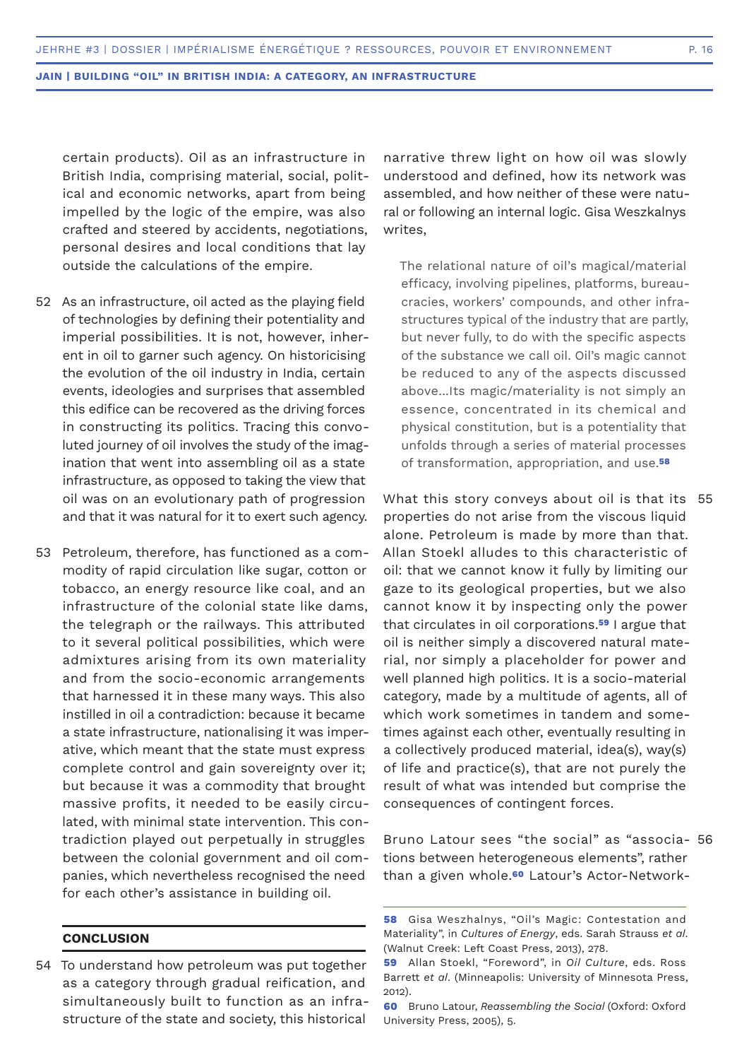certain products). Oil as an infrastructure in British India, comprising material, social, political and economic networks, apart from being impelled by the logic of the empire, was also crafted and steered by accidents, negotiations, personal desires and local conditions that lay outside the calculations of the empire.

52 As an infrastructure, oil acted as the playing field of technologies by defining their potentiality and imperial possibilities. It is not, however, inherent in oil to garner such agency. On historicising the evolution of the oil industry in India, certain events, ideologies and surprises that assembled this edifice can be recovered as the driving forces in constructing its politics. Tracing this convoluted journey of oil involves the study of the imagination that went into assembling oil as a state infrastructure, as opposed to taking the view that oil was on an evolutionary path of progression and that it was natural for it to exert such agency.

53 Petroleum, therefore, has functioned as a commodity of rapid circulation like sugar, cotton or tobacco, an energy resource like coal, and an infrastructure of the colonial state like dams, the telegraph or the railways. This attributed to it several political possibilities, which were admixtures arising from its own materiality and from the socio-economic arrangements that harnessed it in these many ways. This also instilled in oil a contradiction: because it became a state infrastructure, nationalising it was imperative, which meant that the state must express complete control and gain sovereignty over it; but because it was a commodity that brought massive profits, it needed to be easily circulated, with minimal state intervention. This contradiction played out perpetually in struggles between the colonial government and oil companies, which nevertheless recognised the need for each other's assistance in building oil.

## CONCLUSION

54 To understand how petroleum was put together as a category through gradual reification, and simultaneously built to function as an infrastructure of the state and society, this historical narrative threw light on how oil was slowly understood and defined, how its network was assembled, and how neither of these were natural or following an internal logic. Gisa Weszkalnys writes,

> The relational nature of oil's magical/material efficacy, involving pipelines, platforms, bureaucracies, workers' compounds, and other infrastructures typical of the industry that are partly, but never fully, to do with the specific aspects of the substance we call oil. Oil's magic cannot be reduced to any of the aspects discussed above…Its magic/materiality is not simply an essence, concentrated in its chemical and physical constitution, but is a potentiality that unfolds through a series of material processes of transformation, appropriation, and use.[58]

55 What this story conveys about oil is that its properties do not arise from the viscous liquid alone. Petroleum is made by more than that. Allan Stoekl alludes to this characteristic of oil: that we cannot know it fully by limiting our gaze to its geological properties, but we also cannot know it by inspecting only the power that circulates in oil corporations.[59] I argue that oil is neither simply a discovered natural material, nor simply a placeholder for power and well planned high politics. It is a socio-material category, made by a multitude of agents, all of which work sometimes in tandem and sometimes against each other, eventually resulting in a collectively produced material, idea(s), way(s) of life and practice(s), that are not purely the result of what was intended but comprise the consequences of contingent forces.

56 Bruno Latour sees "the social" as "associations between heterogeneous elements", rather than a given whole.[60] Latour's Actor-Network-

---

**58** Gisa Weszhalnys, "Oil's Magic: Contestation and Materiality", in *Cultures of Energy*, eds. Sarah Strauss *et al*. (Walnut Creek: Left Coast Press, 2013), 278.

**59** Allan Stoekl, "Foreword", in *Oil Culture*, eds. Ross Barrett *et al*. (Minneapolis: University of Minnesota Press, 2012).

**60** Bruno Latour, *Reassembling the Social* (Oxford: Oxford University Press, 2005), 5.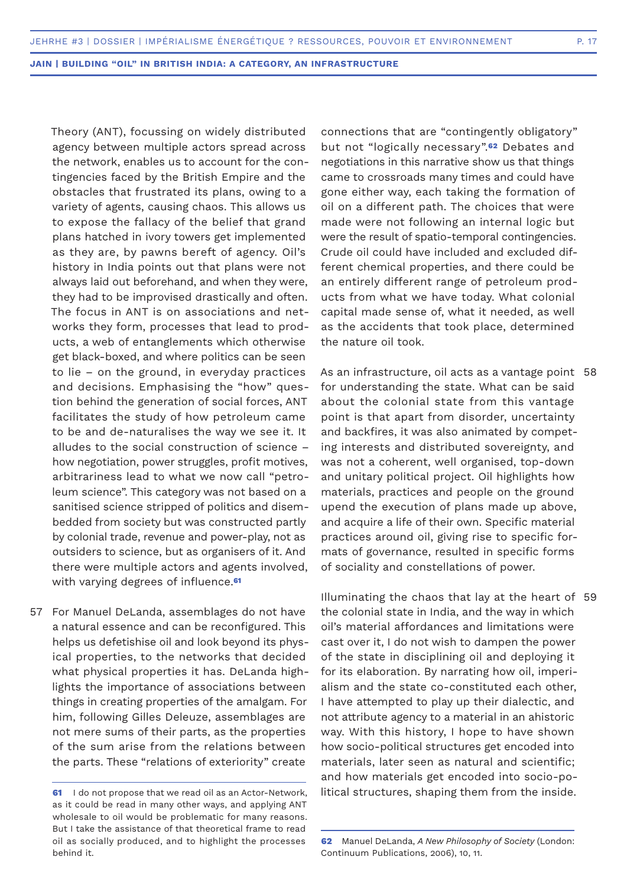Theory (ANT), focussing on widely distributed agency between multiple actors spread across the network, enables us to account for the contingencies faced by the British Empire and the obstacles that frustrated its plans, owing to a variety of agents, causing chaos. This allows us to expose the fallacy of the belief that grand plans hatched in ivory towers get implemented as they are, by pawns bereft of agency. Oil's history in India points out that plans were not always laid out beforehand, and when they were, they had to be improvised drastically and often. The focus in ANT is on associations and networks they form, processes that lead to products, a web of entanglements which otherwise get black-boxed, and where politics can be seen to lie – on the ground, in everyday practices and decisions. Emphasising the "how" question behind the generation of social forces, ANT facilitates the study of how petroleum came to be and de-naturalises the way we see it. It alludes to the social construction of science – how negotiation, power struggles, profit motives, arbitrariness lead to what we now call "petroleum science". This category was not based on a sanitised science stripped of politics and disembedded from society but was constructed partly by colonial trade, revenue and power-play, not as outsiders to science, but as organisers of it. And there were multiple actors and agents involved, with varying degrees of influence.[61]

57 For Manuel DeLanda, assemblages do not have a natural essence and can be reconfigured. This helps us defetishise oil and look beyond its physical properties, to the networks that decided what physical properties it has. DeLanda highlights the importance of associations between things in creating properties of the amalgam. For him, following Gilles Deleuze, assemblages are not mere sums of their parts, as the properties of the sum arise from the relations between the parts. These "relations of exteriority" create connections that are "contingently obligatory" but not "logically necessary".[62] Debates and negotiations in this narrative show us that things came to crossroads many times and could have gone either way, each taking the formation of oil on a different path. The choices that were made were not following an internal logic but were the result of spatio-temporal contingencies. Crude oil could have included and excluded different chemical properties, and there could be an entirely different range of petroleum products from what we have today. What colonial capital made sense of, what it needed, as well as the accidents that took place, determined the nature oil took.

58 As an infrastructure, oil acts as a vantage point for understanding the state. What can be said about the colonial state from this vantage point is that apart from disorder, uncertainty and backfires, it was also animated by competing interests and distributed sovereignty, and was not a coherent, well organised, top-down and unitary political project. Oil highlights how materials, practices and people on the ground upend the execution of plans made up above, and acquire a life of their own. Specific material practices around oil, giving rise to specific formats of governance, resulted in specific forms of sociality and constellations of power.

59 Illuminating the chaos that lay at the heart of the colonial state in India, and the way in which oil's material affordances and limitations were cast over it, I do not wish to dampen the power of the state in disciplining oil and deploying it for its elaboration. By narrating how oil, imperialism and the state co-constituted each other, I have attempted to play up their dialectic, and not attribute agency to a material in an ahistoric way. With this history, I hope to have shown how socio-political structures get encoded into materials, later seen as natural and scientific; and how materials get encoded into socio-political structures, shaping them from the inside.

---

**61** I do not propose that we read oil as an Actor-Network, as it could be read in many other ways, and applying ANT wholesale to oil would be problematic for many reasons. But I take the assistance of that theoretical frame to read oil as socially produced, and to highlight the processes behind it.

**62** Manuel DeLanda, *A New Philosophy of Society* (London: Continuum Publications, 2006), 10, 11.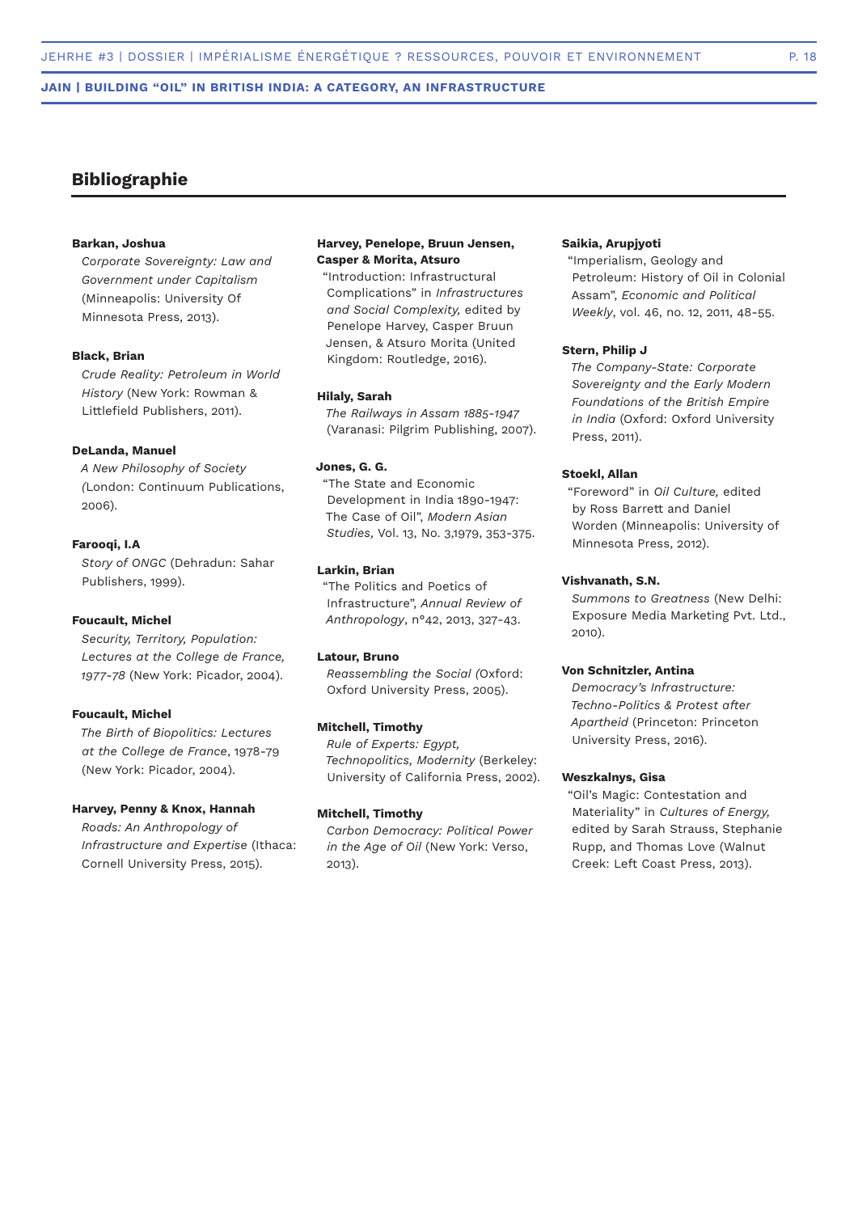## Bibliographie

**Barkan, Joshua**
*Corporate Sovereignty: Law and Government under Capitalism* (Minneapolis: University Of Minnesota Press, 2013).

**Black, Brian**
*Crude Reality: Petroleum in World History* (New York: Rowman & Littlefield Publishers, 2011).

**DeLanda, Manuel**
*A New Philosophy of Society (*London: Continuum Publications, 2006).

**Farooqi, I.A**
*Story of ONGC* (Dehradun: Sahar Publishers, 1999).

**Foucault, Michel**
*Security, Territory, Population: Lectures at the College de France, 1977-78* (New York: Picador, 2004).

**Foucault, Michel**
*The Birth of Biopolitics: Lectures at the College de France*, 1978-79 (New York: Picador, 2004).

**Harvey, Penny & Knox, Hannah**
*Roads: An Anthropology of Infrastructure and Expertise* (Ithaca: Cornell University Press, 2015).

**Harvey, Penelope, Bruun Jensen, Casper & Morita, Atsuro**
"Introduction: Infrastructural Complications" in *Infrastructures and Social Complexity,* edited by Penelope Harvey, Casper Bruun Jensen, & Atsuro Morita (United Kingdom: Routledge, 2016).

**Hilaly, Sarah**
*The Railways in Assam 1885-1947* (Varanasi: Pilgrim Publishing, 2007).

**Jones, G. G.**
"The State and Economic Development in India 1890-1947: The Case of Oil", *Modern Asian Studies,* Vol. 13, No. 3,1979, 353-375.

**Larkin, Brian**
"The Politics and Poetics of Infrastructure", *Annual Review of Anthropology*, n°42, 2013, 327-43.

**Latour, Bruno**
*Reassembling the Social (*Oxford: Oxford University Press, 2005).

**Mitchell, Timothy**
*Rule of Experts: Egypt, Technopolitics, Modernity* (Berkeley: University of California Press, 2002).

**Mitchell, Timothy**
*Carbon Democracy: Political Power in the Age of Oil* (New York: Verso, 2013).

**Saikia, Arupjyoti**
"Imperialism, Geology and Petroleum: History of Oil in Colonial Assam", *Economic and Political Weekly*, vol. 46, no. 12, 2011, 48-55.

**Stern, Philip J**
*The Company-State: Corporate Sovereignty and the Early Modern Foundations of the British Empire in India* (Oxford: Oxford University Press, 2011).

**Stoekl, Allan**
"Foreword" in *Oil Culture,* edited by Ross Barrett and Daniel Worden (Minneapolis: University of Minnesota Press, 2012).

**Vishvanath, S.N.**
*Summons to Greatness* (New Delhi: Exposure Media Marketing Pvt. Ltd., 2010).

**Von Schnitzler, Antina**
*Democracy's Infrastructure: Techno-Politics & Protest after Apartheid* (Princeton: Princeton University Press, 2016).

**Weszkalnys, Gisa**
"Oil's Magic: Contestation and Materiality" in *Cultures of Energy,* edited by Sarah Strauss, Stephanie Rupp, and Thomas Love (Walnut Creek: Left Coast Press, 2013).